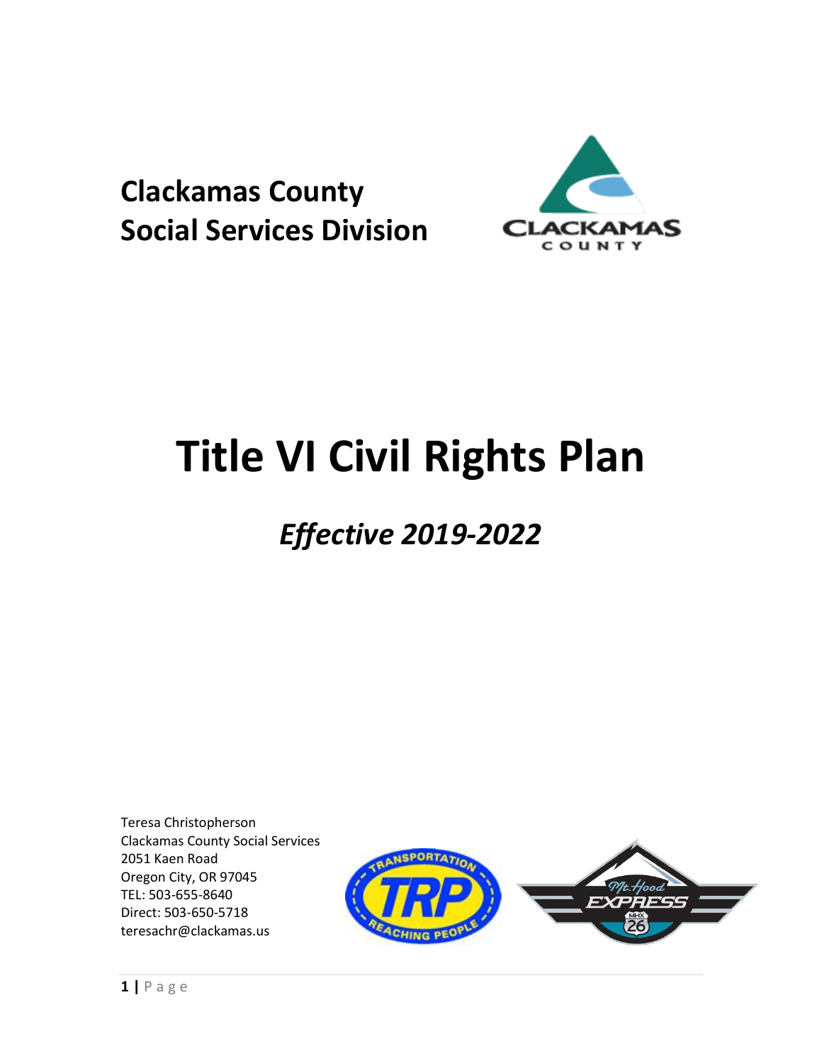**Clackamas County**
**Social Services Division**

# Title VI Civil Rights Plan

## *Effective 2019-2022*

Teresa Christopherson
Clackamas County Social Services
2051 Kaen Road
Oregon City, OR 97045
TEL: 503-655-8640
Direct: 503-650-5718
teresachr@clackamas.us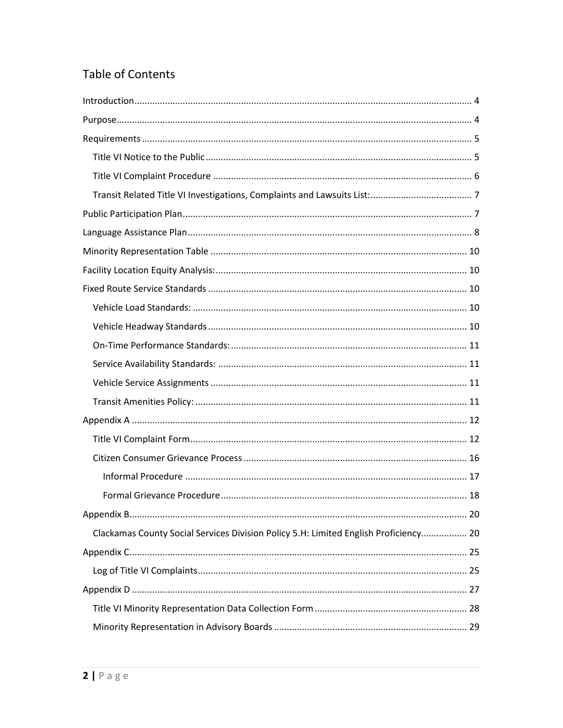## Table of Contents

- Introduction ... 4
- Purpose ... 4
- Requirements ... 5
  - Title VI Notice to the Public ... 5
  - Title VI Complaint Procedure ... 6
  - Transit Related Title VI Investigations, Complaints and Lawsuits List: ... 7
- Public Participation Plan ... 7
- Language Assistance Plan ... 8
- Minority Representation Table ... 10
- Facility Location Equity Analysis: ... 10
- Fixed Route Service Standards ... 10
  - Vehicle Load Standards: ... 10
  - Vehicle Headway Standards ... 10
  - On-Time Performance Standards: ... 11
  - Service Availability Standards: ... 11
  - Vehicle Service Assignments ... 11
  - Transit Amenities Policy: ... 11
- Appendix A ... 12
  - Title VI Complaint Form ... 12
  - Citizen Consumer Grievance Process ... 16
    - Informal Procedure ... 17
    - Formal Grievance Procedure ... 18
- Appendix B ... 20
  - Clackamas County Social Services Division Policy 5.H: Limited English Proficiency ... 20
- Appendix C ... 25
  - Log of Title VI Complaints ... 25
- Appendix D ... 27
  - Title VI Minority Representation Data Collection Form ... 28
  - Minority Representation in Advisory Boards ... 29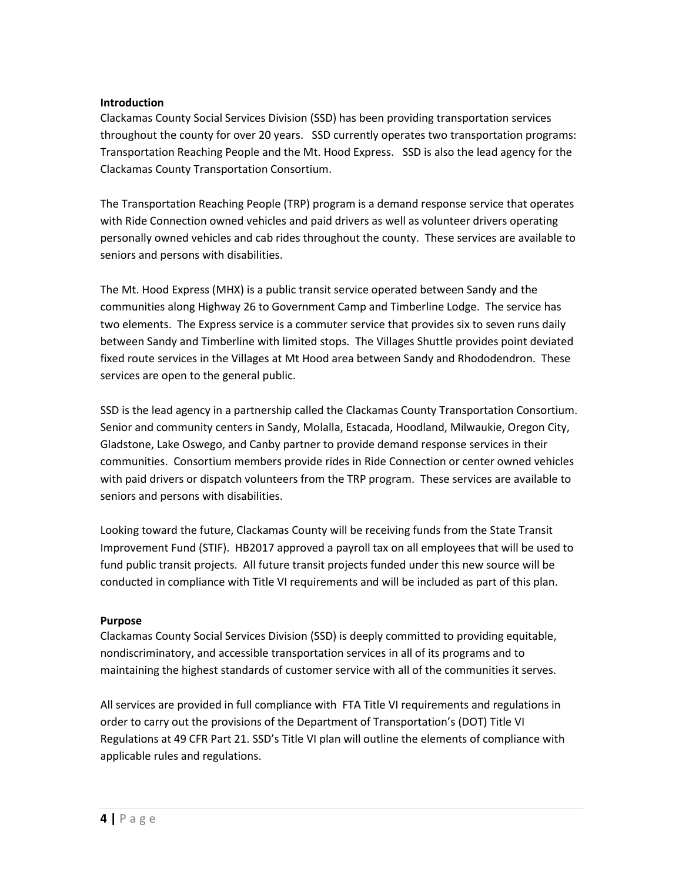**Introduction**

Clackamas County Social Services Division (SSD) has been providing transportation services throughout the county for over 20 years. SSD currently operates two transportation programs: Transportation Reaching People and the Mt. Hood Express. SSD is also the lead agency for the Clackamas County Transportation Consortium.

The Transportation Reaching People (TRP) program is a demand response service that operates with Ride Connection owned vehicles and paid drivers as well as volunteer drivers operating personally owned vehicles and cab rides throughout the county. These services are available to seniors and persons with disabilities.

The Mt. Hood Express (MHX) is a public transit service operated between Sandy and the communities along Highway 26 to Government Camp and Timberline Lodge. The service has two elements. The Express service is a commuter service that provides six to seven runs daily between Sandy and Timberline with limited stops. The Villages Shuttle provides point deviated fixed route services in the Villages at Mt Hood area between Sandy and Rhododendron. These services are open to the general public.

SSD is the lead agency in a partnership called the Clackamas County Transportation Consortium. Senior and community centers in Sandy, Molalla, Estacada, Hoodland, Milwaukie, Oregon City, Gladstone, Lake Oswego, and Canby partner to provide demand response services in their communities. Consortium members provide rides in Ride Connection or center owned vehicles with paid drivers or dispatch volunteers from the TRP program. These services are available to seniors and persons with disabilities.

Looking toward the future, Clackamas County will be receiving funds from the State Transit Improvement Fund (STIF). HB2017 approved a payroll tax on all employees that will be used to fund public transit projects. All future transit projects funded under this new source will be conducted in compliance with Title VI requirements and will be included as part of this plan.

**Purpose**

Clackamas County Social Services Division (SSD) is deeply committed to providing equitable, nondiscriminatory, and accessible transportation services in all of its programs and to maintaining the highest standards of customer service with all of the communities it serves.

All services are provided in full compliance with FTA Title VI requirements and regulations in order to carry out the provisions of the Department of Transportation's (DOT) Title VI Regulations at 49 CFR Part 21. SSD's Title VI plan will outline the elements of compliance with applicable rules and regulations.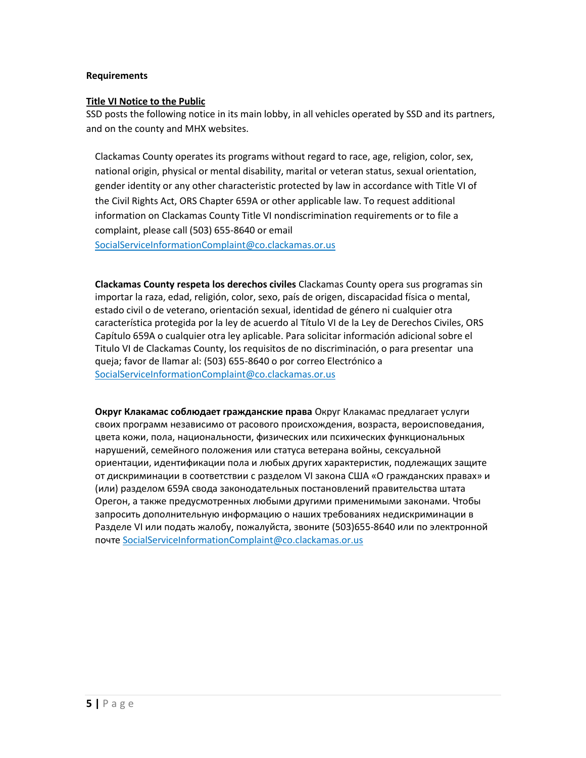**Requirements**

**Title VI Notice to the Public**

SSD posts the following notice in its main lobby, in all vehicles operated by SSD and its partners, and on the county and MHX websites.

> Clackamas County operates its programs without regard to race, age, religion, color, sex, national origin, physical or mental disability, marital or veteran status, sexual orientation, gender identity or any other characteristic protected by law in accordance with Title VI of the Civil Rights Act, ORS Chapter 659A or other applicable law. To request additional information on Clackamas County Title VI nondiscrimination requirements or to file a complaint, please call (503) 655-8640 or email SocialServiceInformationComplaint@co.clackamas.or.us

> **Clackamas County respeta los derechos civiles** Clackamas County opera sus programas sin importar la raza, edad, religión, color, sexo, país de origen, discapacidad física o mental, estado civil o de veterano, orientación sexual, identidad de género ni cualquier otra característica protegida por la ley de acuerdo al Título VI de la Ley de Derechos Civiles, ORS Capítulo 659A o cualquier otra ley aplicable. Para solicitar información adicional sobre el Titulo VI de Clackamas County, los requisitos de no discriminación, o para presentar una queja; favor de llamar al: (503) 655-8640 o por correo Electrónico a SocialServiceInformationComplaint@co.clackamas.or.us

> **Округ Клакамас соблюдает гражданские права** Округ Клакамас предлагает услуги своих программ независимо от расового происхождения, возраста, вероисповедания, цвета кожи, пола, национальности, физических или психических функциональных нарушений, семейного положения или статуса ветерана войны, сексуальной ориентации, идентификации пола и любых других характеристик, подлежащих защите от дискриминации в соответствии с разделом VI закона США «О гражданских правах» и (или) разделом 659А свода законодательных постановлений правительства штата Орегон, а также предусмотренных любыми другими применимыми законами. Чтобы запросить дополнительную информацию о наших требованиях недискриминации в Разделе VI или подать жалобу, пожалуйста, звоните (503)655-8640 или по электронной почте SocialServiceInformationComplaint@co.clackamas.or.us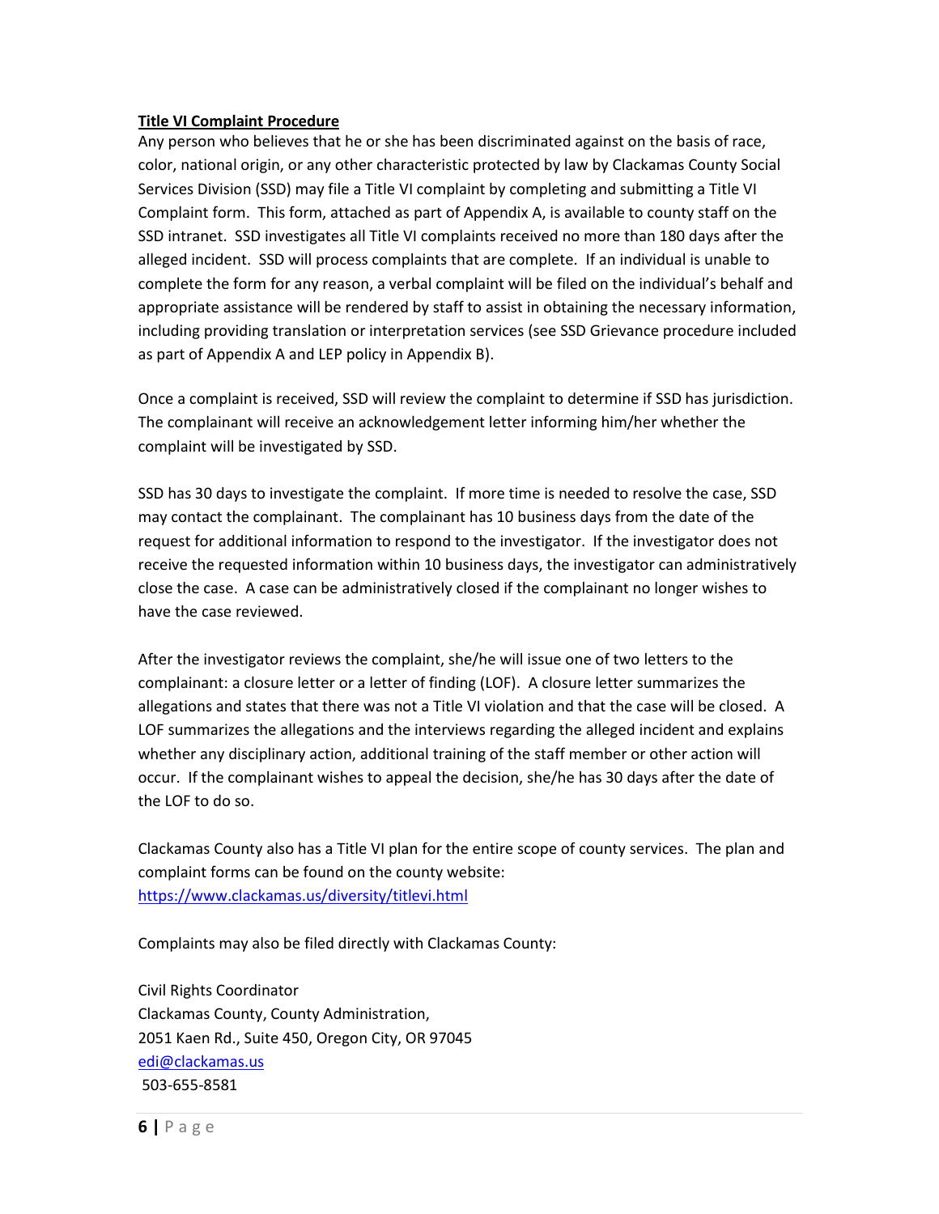## Title VI Complaint Procedure

Any person who believes that he or she has been discriminated against on the basis of race, color, national origin, or any other characteristic protected by law by Clackamas County Social Services Division (SSD) may file a Title VI complaint by completing and submitting a Title VI Complaint form. This form, attached as part of Appendix A, is available to county staff on the SSD intranet. SSD investigates all Title VI complaints received no more than 180 days after the alleged incident. SSD will process complaints that are complete. If an individual is unable to complete the form for any reason, a verbal complaint will be filed on the individual's behalf and appropriate assistance will be rendered by staff to assist in obtaining the necessary information, including providing translation or interpretation services (see SSD Grievance procedure included as part of Appendix A and LEP policy in Appendix B).

Once a complaint is received, SSD will review the complaint to determine if SSD has jurisdiction. The complainant will receive an acknowledgement letter informing him/her whether the complaint will be investigated by SSD.

SSD has 30 days to investigate the complaint. If more time is needed to resolve the case, SSD may contact the complainant. The complainant has 10 business days from the date of the request for additional information to respond to the investigator. If the investigator does not receive the requested information within 10 business days, the investigator can administratively close the case. A case can be administratively closed if the complainant no longer wishes to have the case reviewed.

After the investigator reviews the complaint, she/he will issue one of two letters to the complainant: a closure letter or a letter of finding (LOF). A closure letter summarizes the allegations and states that there was not a Title VI violation and that the case will be closed. A LOF summarizes the allegations and the interviews regarding the alleged incident and explains whether any disciplinary action, additional training of the staff member or other action will occur. If the complainant wishes to appeal the decision, she/he has 30 days after the date of the LOF to do so.

Clackamas County also has a Title VI plan for the entire scope of county services. The plan and complaint forms can be found on the county website:
https://www.clackamas.us/diversity/titlevi.html

Complaints may also be filed directly with Clackamas County:

Civil Rights Coordinator
Clackamas County, County Administration,
2051 Kaen Rd., Suite 450, Oregon City, OR 97045
edi@clackamas.us
503-655-8581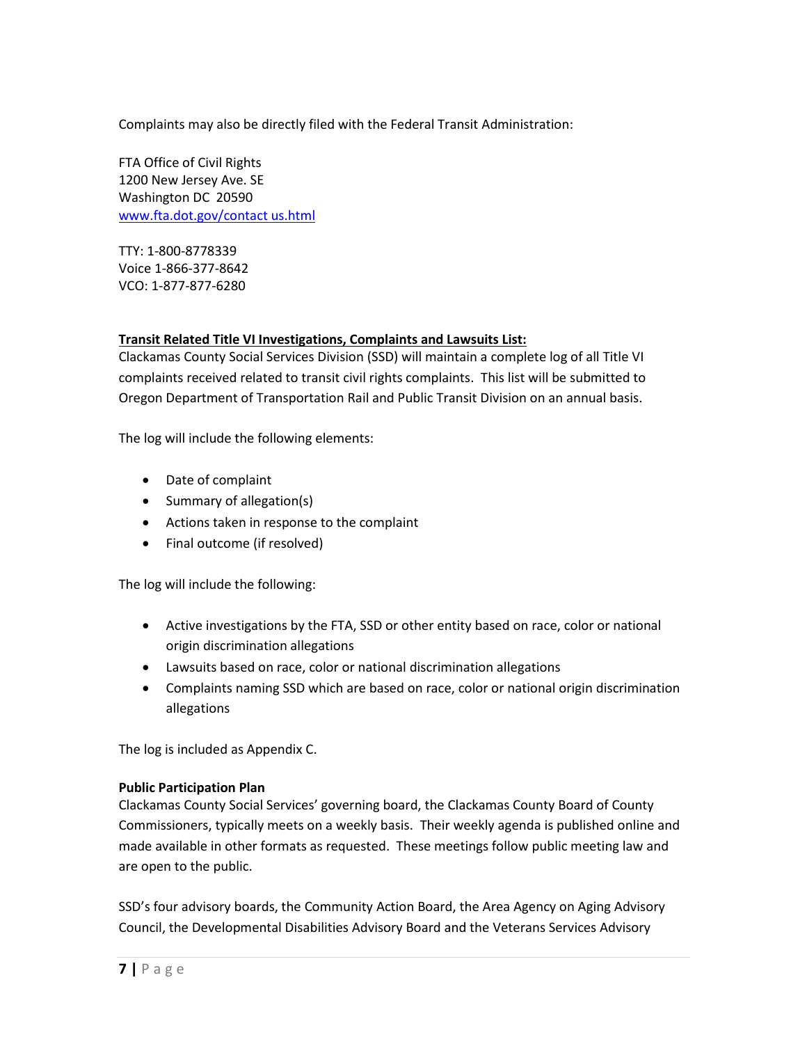Complaints may also be directly filed with the Federal Transit Administration:

FTA Office of Civil Rights
1200 New Jersey Ave. SE
Washington DC 20590
www.fta.dot.gov/contact us.html

TTY: 1-800-8778339
Voice 1-866-377-8642
VCO: 1-877-877-6280

**Transit Related Title VI Investigations, Complaints and Lawsuits List:**

Clackamas County Social Services Division (SSD) will maintain a complete log of all Title VI complaints received related to transit civil rights complaints. This list will be submitted to Oregon Department of Transportation Rail and Public Transit Division on an annual basis.

The log will include the following elements:

- Date of complaint
- Summary of allegation(s)
- Actions taken in response to the complaint
- Final outcome (if resolved)

The log will include the following:

- Active investigations by the FTA, SSD or other entity based on race, color or national origin discrimination allegations
- Lawsuits based on race, color or national discrimination allegations
- Complaints naming SSD which are based on race, color or national origin discrimination allegations

The log is included as Appendix C.

**Public Participation Plan**

Clackamas County Social Services' governing board, the Clackamas County Board of County Commissioners, typically meets on a weekly basis. Their weekly agenda is published online and made available in other formats as requested. These meetings follow public meeting law and are open to the public.

SSD's four advisory boards, the Community Action Board, the Area Agency on Aging Advisory Council, the Developmental Disabilities Advisory Board and the Veterans Services Advisory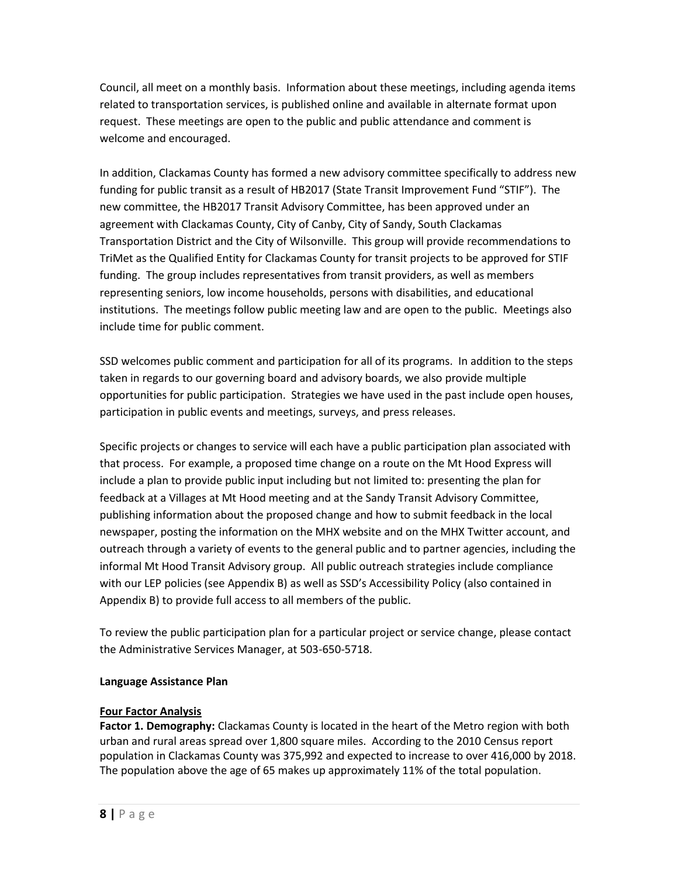Council, all meet on a monthly basis. Information about these meetings, including agenda items related to transportation services, is published online and available in alternate format upon request. These meetings are open to the public and public attendance and comment is welcome and encouraged.

In addition, Clackamas County has formed a new advisory committee specifically to address new funding for public transit as a result of HB2017 (State Transit Improvement Fund "STIF"). The new committee, the HB2017 Transit Advisory Committee, has been approved under an agreement with Clackamas County, City of Canby, City of Sandy, South Clackamas Transportation District and the City of Wilsonville. This group will provide recommendations to TriMet as the Qualified Entity for Clackamas County for transit projects to be approved for STIF funding. The group includes representatives from transit providers, as well as members representing seniors, low income households, persons with disabilities, and educational institutions. The meetings follow public meeting law and are open to the public. Meetings also include time for public comment.

SSD welcomes public comment and participation for all of its programs. In addition to the steps taken in regards to our governing board and advisory boards, we also provide multiple opportunities for public participation. Strategies we have used in the past include open houses, participation in public events and meetings, surveys, and press releases.

Specific projects or changes to service will each have a public participation plan associated with that process. For example, a proposed time change on a route on the Mt Hood Express will include a plan to provide public input including but not limited to: presenting the plan for feedback at a Villages at Mt Hood meeting and at the Sandy Transit Advisory Committee, publishing information about the proposed change and how to submit feedback in the local newspaper, posting the information on the MHX website and on the MHX Twitter account, and outreach through a variety of events to the general public and to partner agencies, including the informal Mt Hood Transit Advisory group. All public outreach strategies include compliance with our LEP policies (see Appendix B) as well as SSD's Accessibility Policy (also contained in Appendix B) to provide full access to all members of the public.

To review the public participation plan for a particular project or service change, please contact the Administrative Services Manager, at 503-650-5718.

**Language Assistance Plan**

**Four Factor Analysis**

**Factor 1. Demography:** Clackamas County is located in the heart of the Metro region with both urban and rural areas spread over 1,800 square miles. According to the 2010 Census report population in Clackamas County was 375,992 and expected to increase to over 416,000 by 2018. The population above the age of 65 makes up approximately 11% of the total population.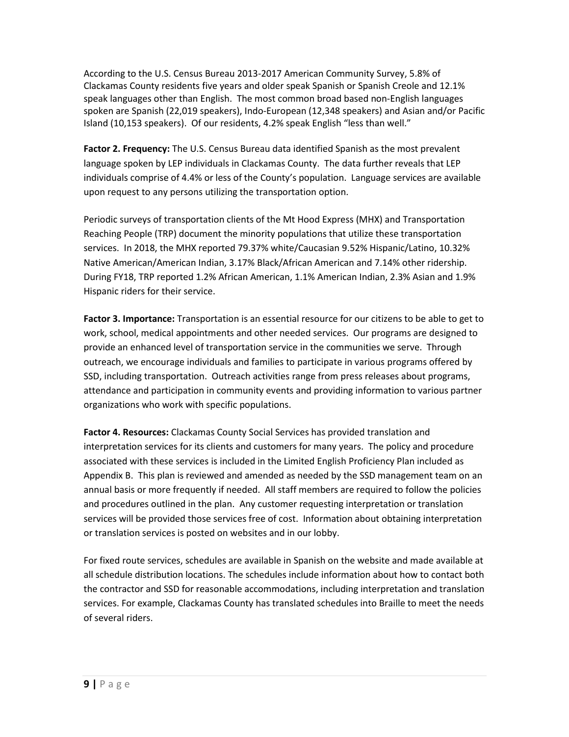According to the U.S. Census Bureau 2013-2017 American Community Survey, 5.8% of Clackamas County residents five years and older speak Spanish or Spanish Creole and 12.1% speak languages other than English. The most common broad based non-English languages spoken are Spanish (22,019 speakers), Indo-European (12,348 speakers) and Asian and/or Pacific Island (10,153 speakers). Of our residents, 4.2% speak English "less than well."

**Factor 2. Frequency:** The U.S. Census Bureau data identified Spanish as the most prevalent language spoken by LEP individuals in Clackamas County. The data further reveals that LEP individuals comprise of 4.4% or less of the County's population. Language services are available upon request to any persons utilizing the transportation option.

Periodic surveys of transportation clients of the Mt Hood Express (MHX) and Transportation Reaching People (TRP) document the minority populations that utilize these transportation services. In 2018, the MHX reported 79.37% white/Caucasian 9.52% Hispanic/Latino, 10.32% Native American/American Indian, 3.17% Black/African American and 7.14% other ridership. During FY18, TRP reported 1.2% African American, 1.1% American Indian, 2.3% Asian and 1.9% Hispanic riders for their service.

**Factor 3. Importance:** Transportation is an essential resource for our citizens to be able to get to work, school, medical appointments and other needed services. Our programs are designed to provide an enhanced level of transportation service in the communities we serve. Through outreach, we encourage individuals and families to participate in various programs offered by SSD, including transportation. Outreach activities range from press releases about programs, attendance and participation in community events and providing information to various partner organizations who work with specific populations.

**Factor 4. Resources:** Clackamas County Social Services has provided translation and interpretation services for its clients and customers for many years. The policy and procedure associated with these services is included in the Limited English Proficiency Plan included as Appendix B. This plan is reviewed and amended as needed by the SSD management team on an annual basis or more frequently if needed. All staff members are required to follow the policies and procedures outlined in the plan. Any customer requesting interpretation or translation services will be provided those services free of cost. Information about obtaining interpretation or translation services is posted on websites and in our lobby.

For fixed route services, schedules are available in Spanish on the website and made available at all schedule distribution locations. The schedules include information about how to contact both the contractor and SSD for reasonable accommodations, including interpretation and translation services. For example, Clackamas County has translated schedules into Braille to meet the needs of several riders.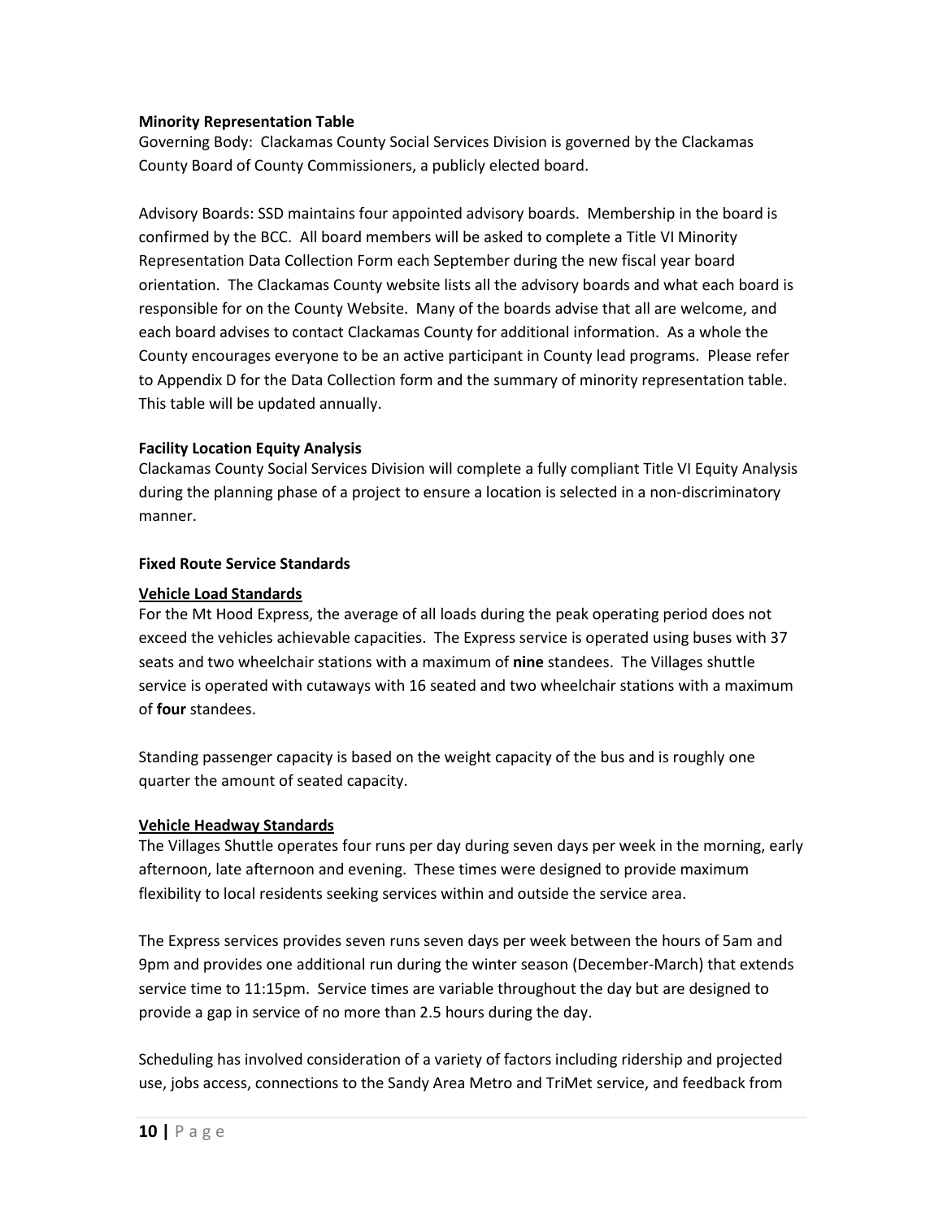**Minority Representation Table**

Governing Body: Clackamas County Social Services Division is governed by the Clackamas County Board of County Commissioners, a publicly elected board.

Advisory Boards: SSD maintains four appointed advisory boards. Membership in the board is confirmed by the BCC. All board members will be asked to complete a Title VI Minority Representation Data Collection Form each September during the new fiscal year board orientation. The Clackamas County website lists all the advisory boards and what each board is responsible for on the County Website. Many of the boards advise that all are welcome, and each board advises to contact Clackamas County for additional information. As a whole the County encourages everyone to be an active participant in County lead programs. Please refer to Appendix D for the Data Collection form and the summary of minority representation table. This table will be updated annually.

**Facility Location Equity Analysis**

Clackamas County Social Services Division will complete a fully compliant Title VI Equity Analysis during the planning phase of a project to ensure a location is selected in a non-discriminatory manner.

**Fixed Route Service Standards**

**Vehicle Load Standards**

For the Mt Hood Express, the average of all loads during the peak operating period does not exceed the vehicles achievable capacities. The Express service is operated using buses with 37 seats and two wheelchair stations with a maximum of **nine** standees. The Villages shuttle service is operated with cutaways with 16 seated and two wheelchair stations with a maximum of **four** standees.

Standing passenger capacity is based on the weight capacity of the bus and is roughly one quarter the amount of seated capacity.

**Vehicle Headway Standards**

The Villages Shuttle operates four runs per day during seven days per week in the morning, early afternoon, late afternoon and evening. These times were designed to provide maximum flexibility to local residents seeking services within and outside the service area.

The Express services provides seven runs seven days per week between the hours of 5am and 9pm and provides one additional run during the winter season (December-March) that extends service time to 11:15pm. Service times are variable throughout the day but are designed to provide a gap in service of no more than 2.5 hours during the day.

Scheduling has involved consideration of a variety of factors including ridership and projected use, jobs access, connections to the Sandy Area Metro and TriMet service, and feedback from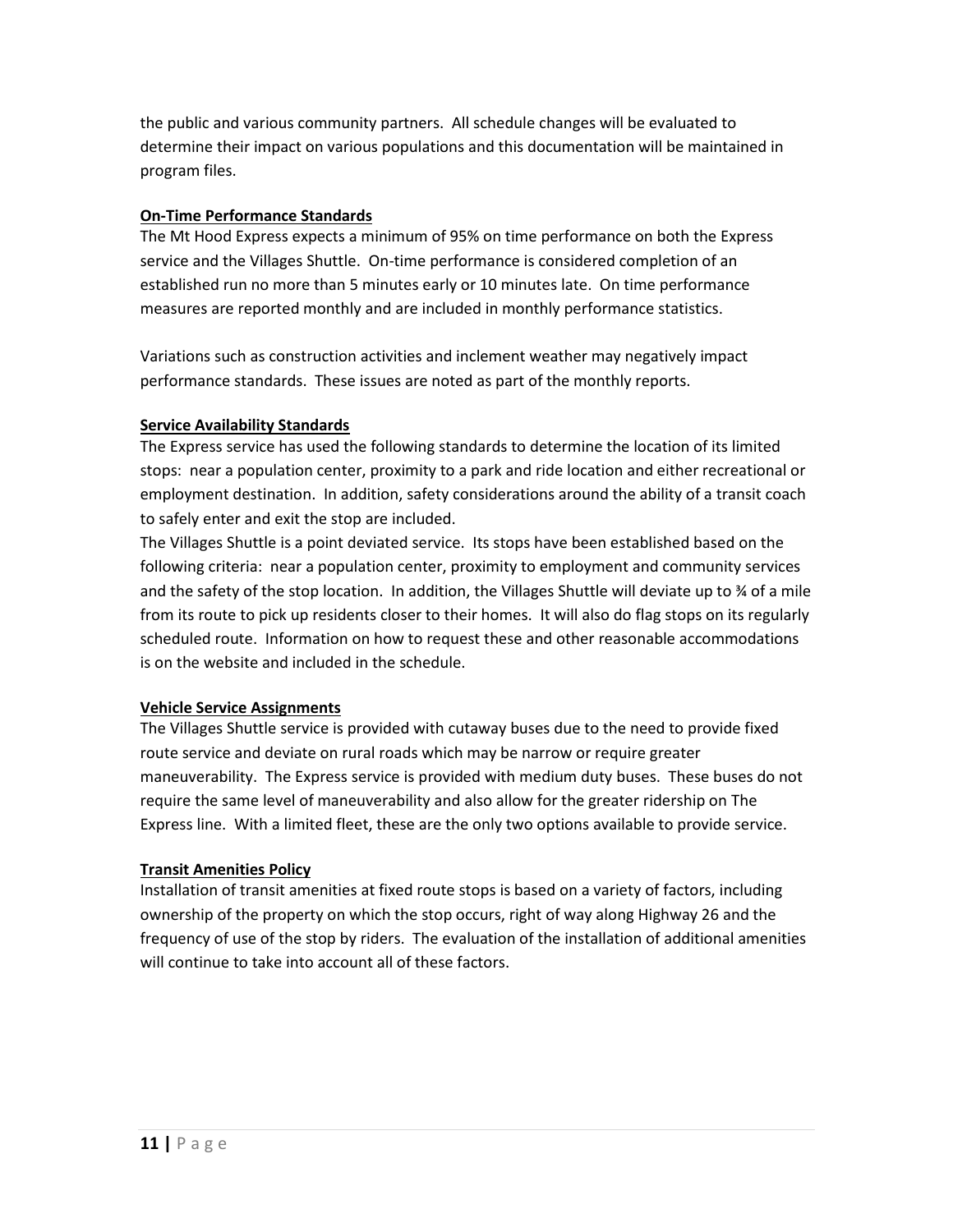the public and various community partners. All schedule changes will be evaluated to determine their impact on various populations and this documentation will be maintained in program files.

**On-Time Performance Standards**

The Mt Hood Express expects a minimum of 95% on time performance on both the Express service and the Villages Shuttle. On-time performance is considered completion of an established run no more than 5 minutes early or 10 minutes late. On time performance measures are reported monthly and are included in monthly performance statistics.

Variations such as construction activities and inclement weather may negatively impact performance standards. These issues are noted as part of the monthly reports.

**Service Availability Standards**

The Express service has used the following standards to determine the location of its limited stops: near a population center, proximity to a park and ride location and either recreational or employment destination. In addition, safety considerations around the ability of a transit coach to safely enter and exit the stop are included.

The Villages Shuttle is a point deviated service. Its stops have been established based on the following criteria: near a population center, proximity to employment and community services and the safety of the stop location. In addition, the Villages Shuttle will deviate up to ¾ of a mile from its route to pick up residents closer to their homes. It will also do flag stops on its regularly scheduled route. Information on how to request these and other reasonable accommodations is on the website and included in the schedule.

**Vehicle Service Assignments**

The Villages Shuttle service is provided with cutaway buses due to the need to provide fixed route service and deviate on rural roads which may be narrow or require greater maneuverability. The Express service is provided with medium duty buses. These buses do not require the same level of maneuverability and also allow for the greater ridership on The Express line. With a limited fleet, these are the only two options available to provide service.

**Transit Amenities Policy**

Installation of transit amenities at fixed route stops is based on a variety of factors, including ownership of the property on which the stop occurs, right of way along Highway 26 and the frequency of use of the stop by riders. The evaluation of the installation of additional amenities will continue to take into account all of these factors.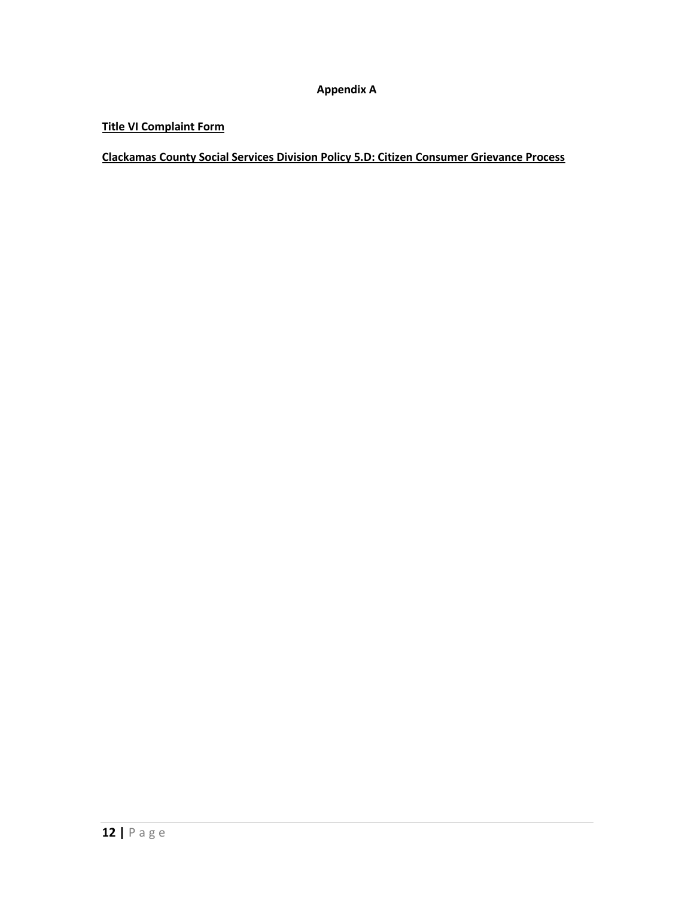# Appendix A

**Title VI Complaint Form**

**Clackamas County Social Services Division Policy 5.D: Citizen Consumer Grievance Process**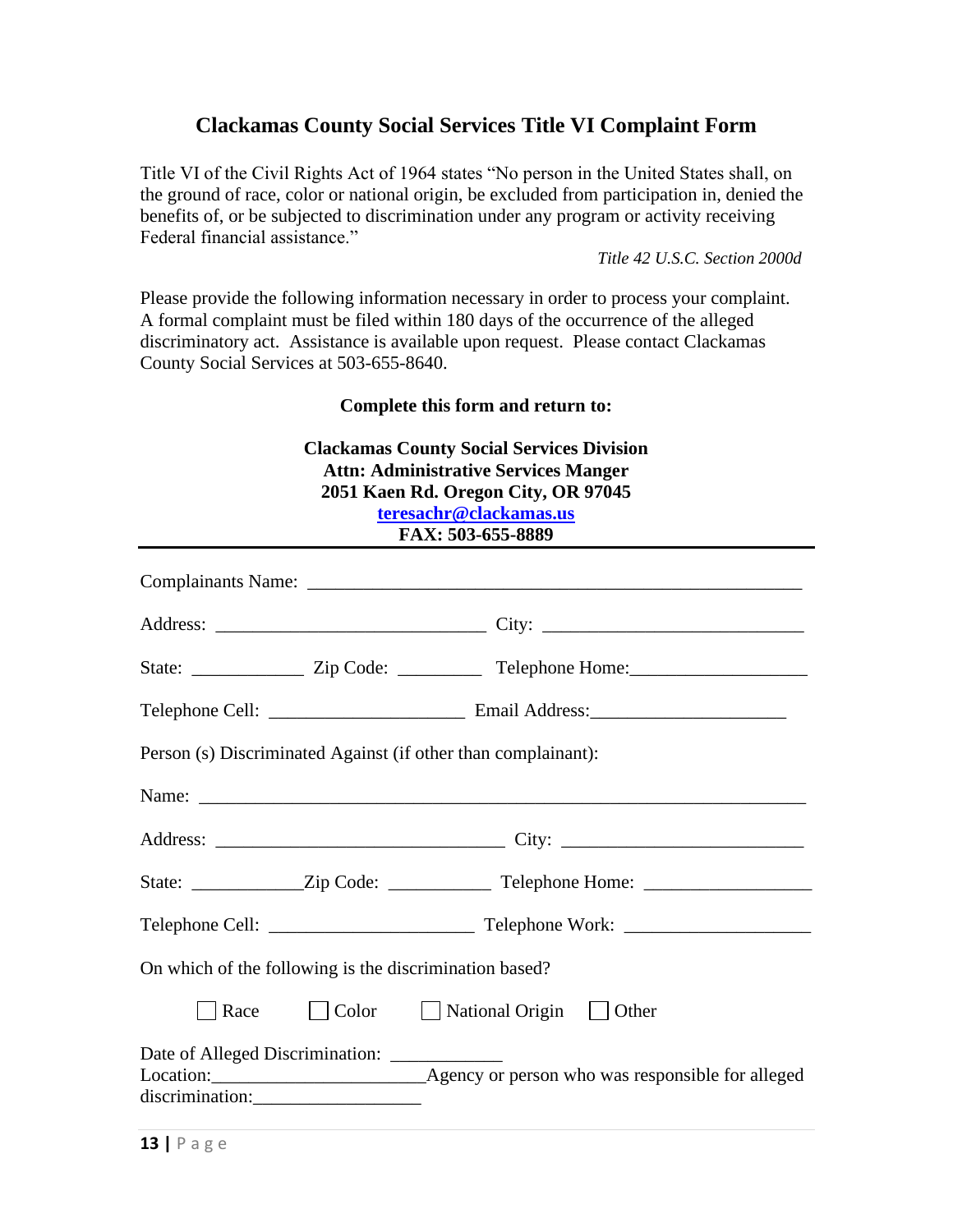## Clackamas County Social Services Title VI Complaint Form

Title VI of the Civil Rights Act of 1964 states "No person in the United States shall, on the ground of race, color or national origin, be excluded from participation in, denied the benefits of, or be subjected to discrimination under any program or activity receiving Federal financial assistance."

*Title 42 U.S.C. Section 2000d*

Please provide the following information necessary in order to process your complaint. A formal complaint must be filed within 180 days of the occurrence of the alleged discriminatory act. Assistance is available upon request. Please contact Clackamas County Social Services at 503-655-8640.

**Complete this form and return to:**

**Clackamas County Social Services Division**
**Attn: Administrative Services Manger**
**2051 Kaen Rd. Oregon City, OR 97045**
**teresachr@clackamas.us**
**FAX: 503-655-8889**

---

Complainants Name: ______________________________________________________

Address: ______________________________ City: ____________________________

State: ____________ Zip Code: _________ Telephone Home:__________________

Telephone Cell: _____________________ Email Address:____________________

Person (s) Discriminated Against (if other than complainant):

Name: ____________________________________________________________________

Address: ________________________________ City: __________________________

State: ____________Zip Code: ___________ Telephone Home: _________________

Telephone Cell: ______________________ Telephone Work: ____________________

On which of the following is the discrimination based?

☐ Race ☐ Color ☐ National Origin ☐ Other

Date of Alleged Discrimination: ____________
Location:______________________Agency or person who was responsible for alleged discrimination:__________________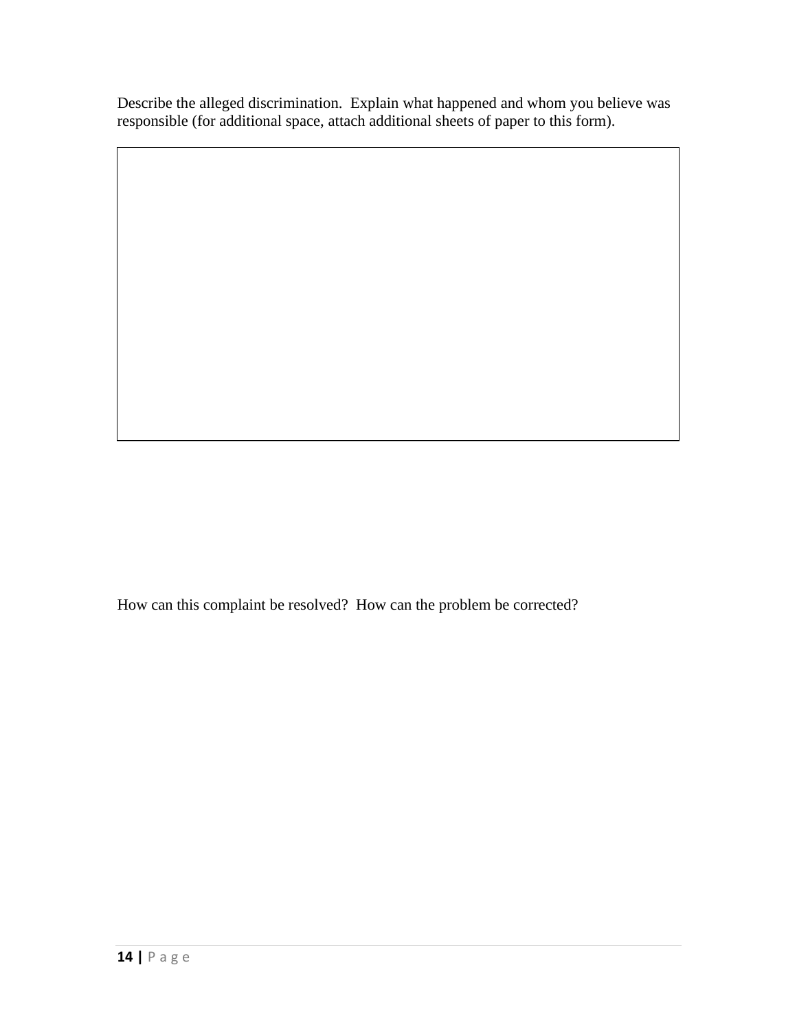Describe the alleged discrimination. Explain what happened and whom you believe was responsible (for additional space, attach additional sheets of paper to this form).

How can this complaint be resolved? How can the problem be corrected?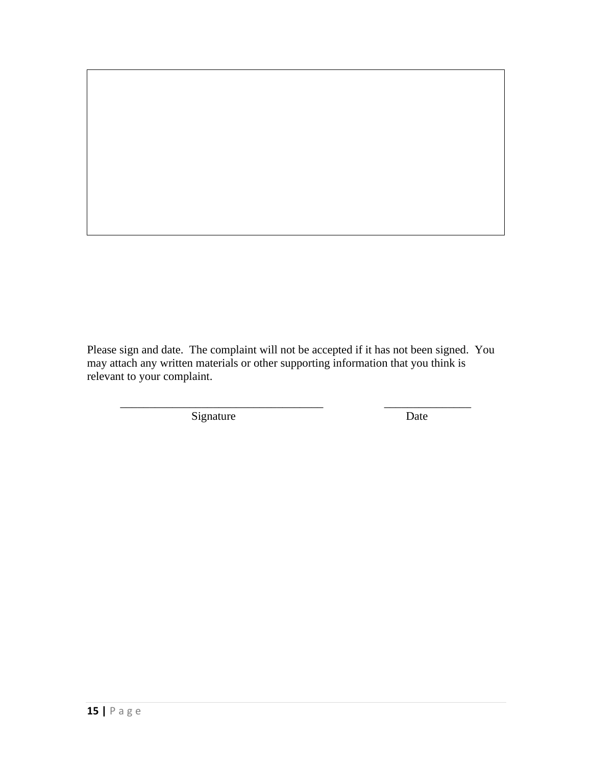Please sign and date. The complaint will not be accepted if it has not been signed. You may attach any written materials or other supporting information that you think is relevant to your complaint.

| ___________________________________ | _______________ |
| --- | --- |
| Signature | Date |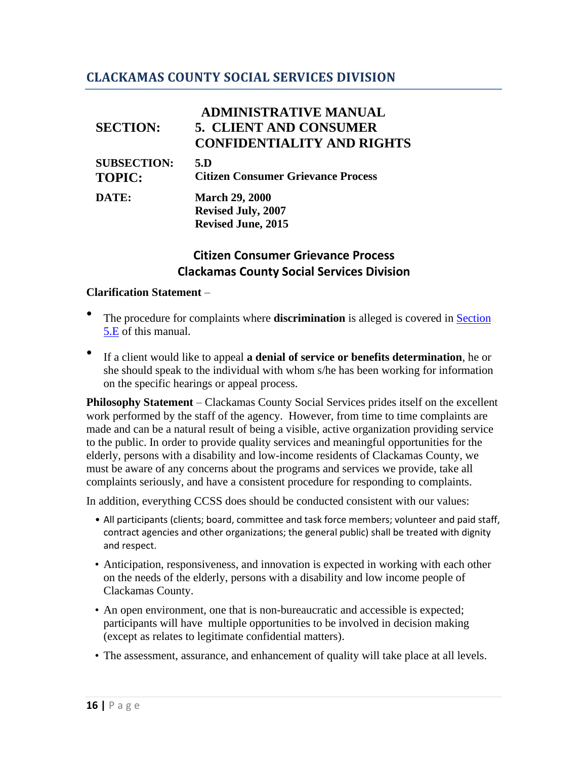## CLACKAMAS COUNTY SOCIAL SERVICES DIVISION

| | |
|---|---|
| **SECTION:** | **ADMINISTRATIVE MANUAL 5. CLIENT AND CONSUMER CONFIDENTIALITY AND RIGHTS** |
| **SUBSECTION:** | **5.D** |
| **TOPIC:** | **Citizen Consumer Grievance Process** |
| **DATE:** | **March 29, 2000 Revised July, 2007 Revised June, 2015** |

# Citizen Consumer Grievance Process
# Clackamas County Social Services Division

**Clarification Statement** –

- The procedure for complaints where **discrimination** is alleged is covered in [Section 5.E] of this manual.
- If a client would like to appeal **a denial of service or benefits determination**, he or she should speak to the individual with whom s/he has been working for information on the specific hearings or appeal process.

**Philosophy Statement** – Clackamas County Social Services prides itself on the excellent work performed by the staff of the agency. However, from time to time complaints are made and can be a natural result of being a visible, active organization providing service to the public. In order to provide quality services and meaningful opportunities for the elderly, persons with a disability and low-income residents of Clackamas County, we must be aware of any concerns about the programs and services we provide, take all complaints seriously, and have a consistent procedure for responding to complaints.

In addition, everything CCSS does should be conducted consistent with our values:

- All participants (clients; board, committee and task force members; volunteer and paid staff, contract agencies and other organizations; the general public) shall be treated with dignity and respect.
- Anticipation, responsiveness, and innovation is expected in working with each other on the needs of the elderly, persons with a disability and low income people of Clackamas County.
- An open environment, one that is non-bureaucratic and accessible is expected; participants will have multiple opportunities to be involved in decision making (except as relates to legitimate confidential matters).
- The assessment, assurance, and enhancement of quality will take place at all levels.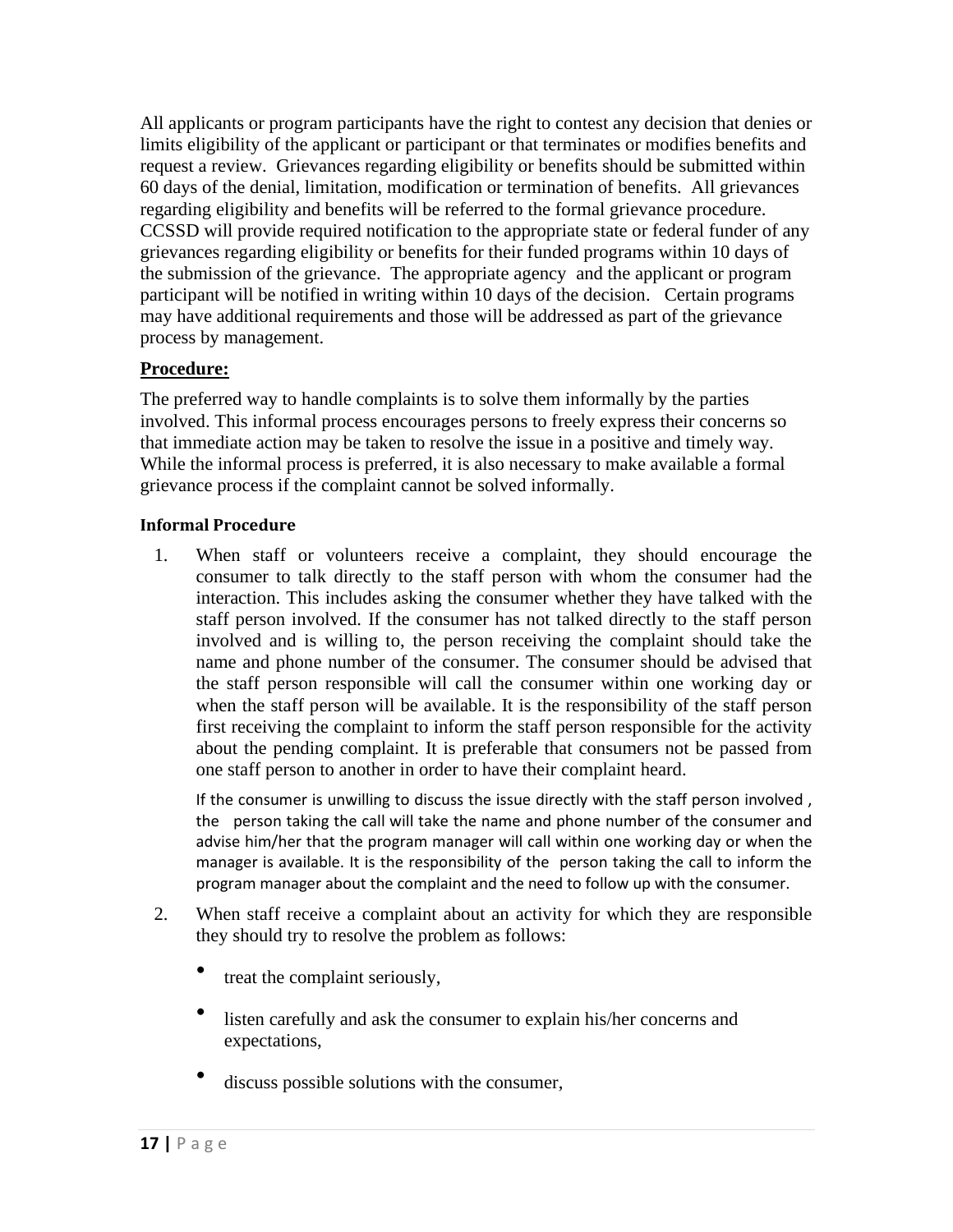All applicants or program participants have the right to contest any decision that denies or limits eligibility of the applicant or participant or that terminates or modifies benefits and request a review. Grievances regarding eligibility or benefits should be submitted within 60 days of the denial, limitation, modification or termination of benefits. All grievances regarding eligibility and benefits will be referred to the formal grievance procedure. CCSSD will provide required notification to the appropriate state or federal funder of any grievances regarding eligibility or benefits for their funded programs within 10 days of the submission of the grievance. The appropriate agency and the applicant or program participant will be notified in writing within 10 days of the decision. Certain programs may have additional requirements and those will be addressed as part of the grievance process by management.

**Procedure:**

The preferred way to handle complaints is to solve them informally by the parties involved. This informal process encourages persons to freely express their concerns so that immediate action may be taken to resolve the issue in a positive and timely way. While the informal process is preferred, it is also necessary to make available a formal grievance process if the complaint cannot be solved informally.

**Informal Procedure**

1. When staff or volunteers receive a complaint, they should encourage the consumer to talk directly to the staff person with whom the consumer had the interaction. This includes asking the consumer whether they have talked with the staff person involved. If the consumer has not talked directly to the staff person involved and is willing to, the person receiving the complaint should take the name and phone number of the consumer. The consumer should be advised that the staff person responsible will call the consumer within one working day or when the staff person will be available. It is the responsibility of the staff person first receiving the complaint to inform the staff person responsible for the activity about the pending complaint. It is preferable that consumers not be passed from one staff person to another in order to have their complaint heard.

   If the consumer is unwilling to discuss the issue directly with the staff person involved , the person taking the call will take the name and phone number of the consumer and advise him/her that the program manager will call within one working day or when the manager is available. It is the responsibility of the person taking the call to inform the program manager about the complaint and the need to follow up with the consumer.

2. When staff receive a complaint about an activity for which they are responsible they should try to resolve the problem as follows:

   - treat the complaint seriously,
   - listen carefully and ask the consumer to explain his/her concerns and expectations,
   - discuss possible solutions with the consumer,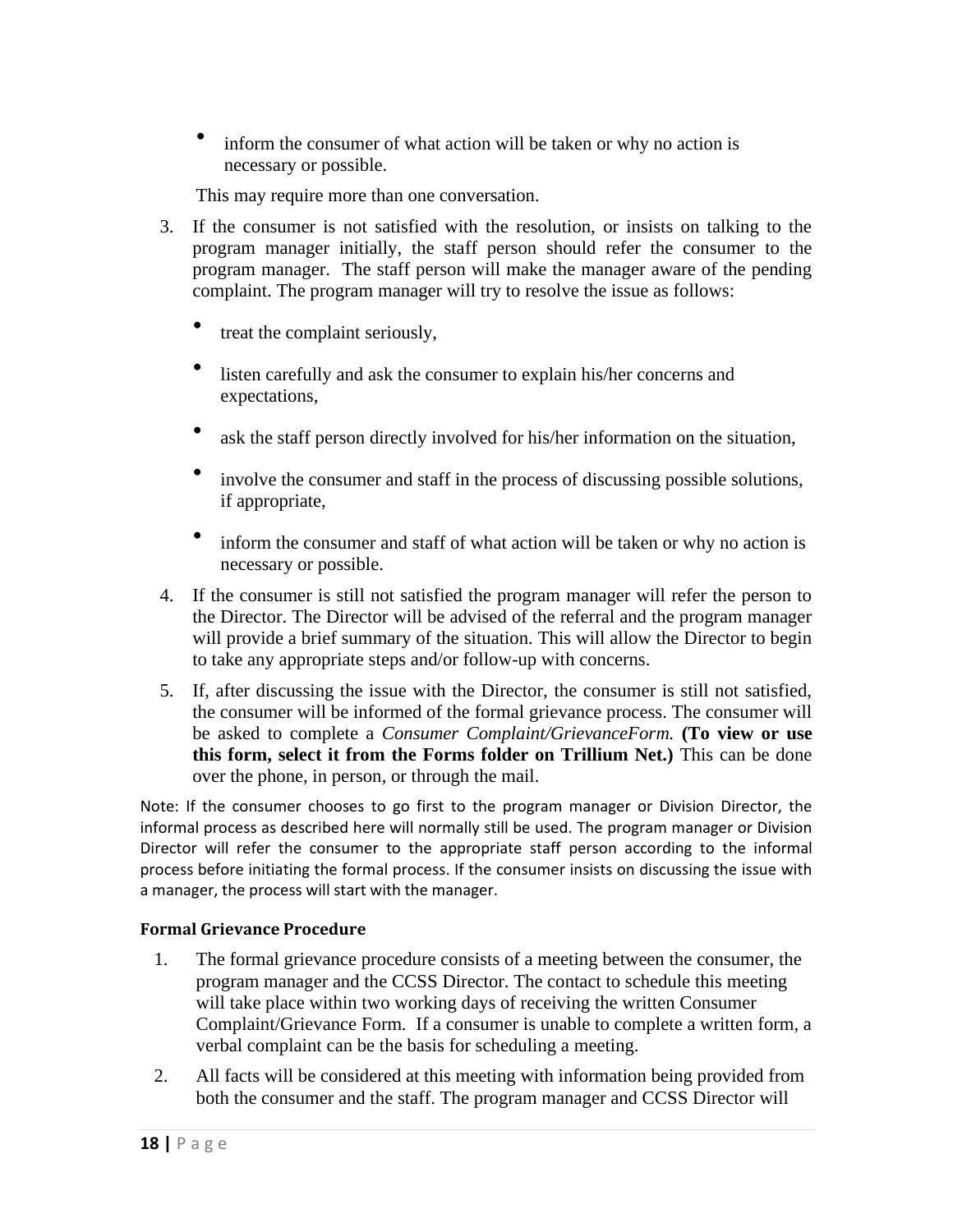- inform the consumer of what action will be taken or why no action is necessary or possible.

This may require more than one conversation.

3. If the consumer is not satisfied with the resolution, or insists on talking to the program manager initially, the staff person should refer the consumer to the program manager. The staff person will make the manager aware of the pending complaint. The program manager will try to resolve the issue as follows:

   - treat the complaint seriously,
   - listen carefully and ask the consumer to explain his/her concerns and expectations,
   - ask the staff person directly involved for his/her information on the situation,
   - involve the consumer and staff in the process of discussing possible solutions, if appropriate,
   - inform the consumer and staff of what action will be taken or why no action is necessary or possible.

4. If the consumer is still not satisfied the program manager will refer the person to the Director. The Director will be advised of the referral and the program manager will provide a brief summary of the situation. This will allow the Director to begin to take any appropriate steps and/or follow-up with concerns.
5. If, after discussing the issue with the Director, the consumer is still not satisfied, the consumer will be informed of the formal grievance process. The consumer will be asked to complete a *Consumer Complaint/GrievanceForm.* **(To view or use this form, select it from the Forms folder on Trillium Net.)** This can be done over the phone, in person, or through the mail.

Note: If the consumer chooses to go first to the program manager or Division Director, the informal process as described here will normally still be used. The program manager or Division Director will refer the consumer to the appropriate staff person according to the informal process before initiating the formal process. If the consumer insists on discussing the issue with a manager, the process will start with the manager.

**Formal Grievance Procedure**

1. The formal grievance procedure consists of a meeting between the consumer, the program manager and the CCSS Director. The contact to schedule this meeting will take place within two working days of receiving the written Consumer Complaint/Grievance Form. If a consumer is unable to complete a written form, a verbal complaint can be the basis for scheduling a meeting.
2. All facts will be considered at this meeting with information being provided from both the consumer and the staff. The program manager and CCSS Director will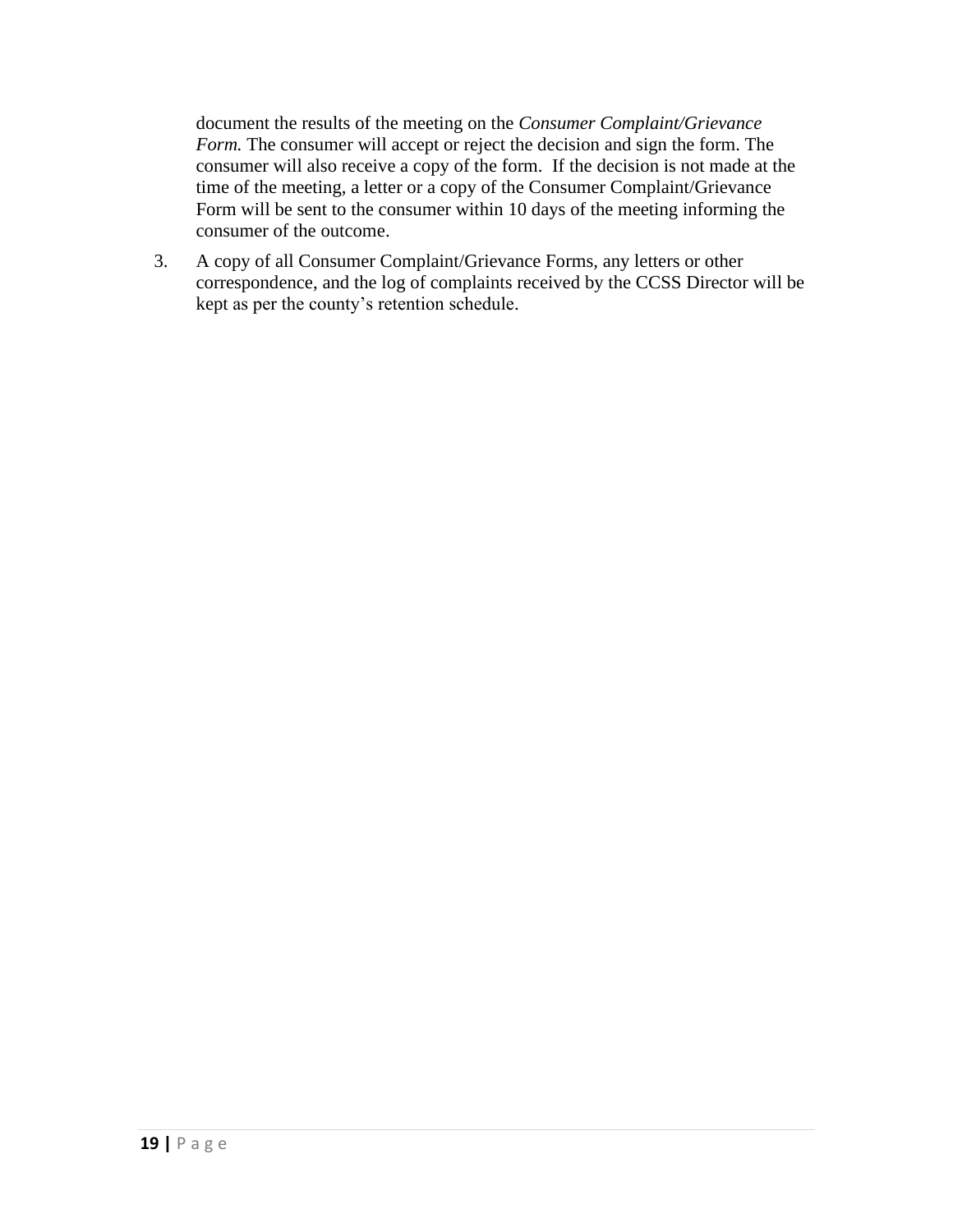document the results of the meeting on the *Consumer Complaint/Grievance Form.* The consumer will accept or reject the decision and sign the form. The consumer will also receive a copy of the form. If the decision is not made at the time of the meeting, a letter or a copy of the Consumer Complaint/Grievance Form will be sent to the consumer within 10 days of the meeting informing the consumer of the outcome.

3. A copy of all Consumer Complaint/Grievance Forms, any letters or other correspondence, and the log of complaints received by the CCSS Director will be kept as per the county's retention schedule.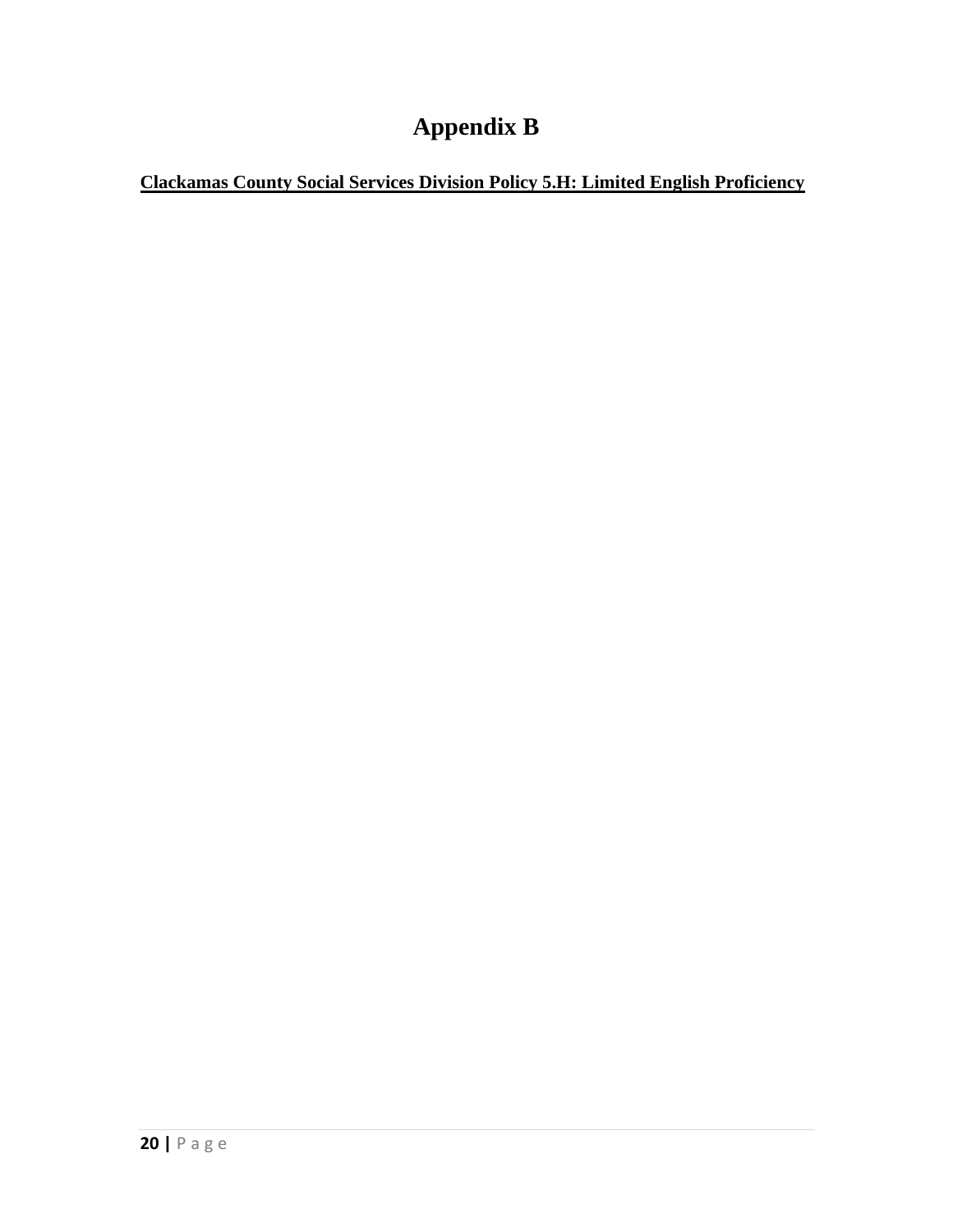# Appendix B

**Clackamas County Social Services Division Policy 5.H: Limited English Proficiency**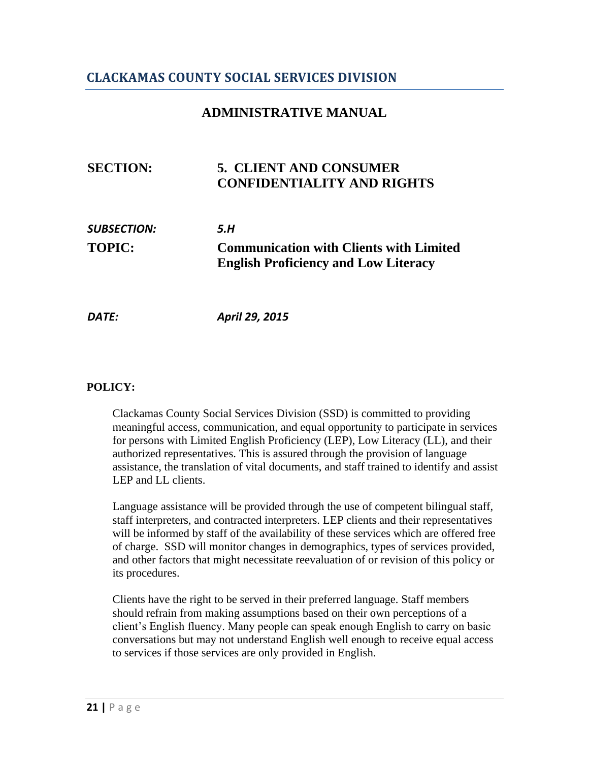## CLACKAMAS COUNTY SOCIAL SERVICES DIVISION

### ADMINISTRATIVE MANUAL

**SECTION:** **5. CLIENT AND CONSUMER CONFIDENTIALITY AND RIGHTS**

***SUBSECTION:*** ***5.H***

**TOPIC:** **Communication with Clients with Limited English Proficiency and Low Literacy**

***DATE:*** ***April 29, 2015***

**POLICY:**

Clackamas County Social Services Division (SSD) is committed to providing meaningful access, communication, and equal opportunity to participate in services for persons with Limited English Proficiency (LEP), Low Literacy (LL), and their authorized representatives. This is assured through the provision of language assistance, the translation of vital documents, and staff trained to identify and assist LEP and LL clients.

Language assistance will be provided through the use of competent bilingual staff, staff interpreters, and contracted interpreters. LEP clients and their representatives will be informed by staff of the availability of these services which are offered free of charge. SSD will monitor changes in demographics, types of services provided, and other factors that might necessitate reevaluation of or revision of this policy or its procedures.

Clients have the right to be served in their preferred language. Staff members should refrain from making assumptions based on their own perceptions of a client's English fluency. Many people can speak enough English to carry on basic conversations but may not understand English well enough to receive equal access to services if those services are only provided in English.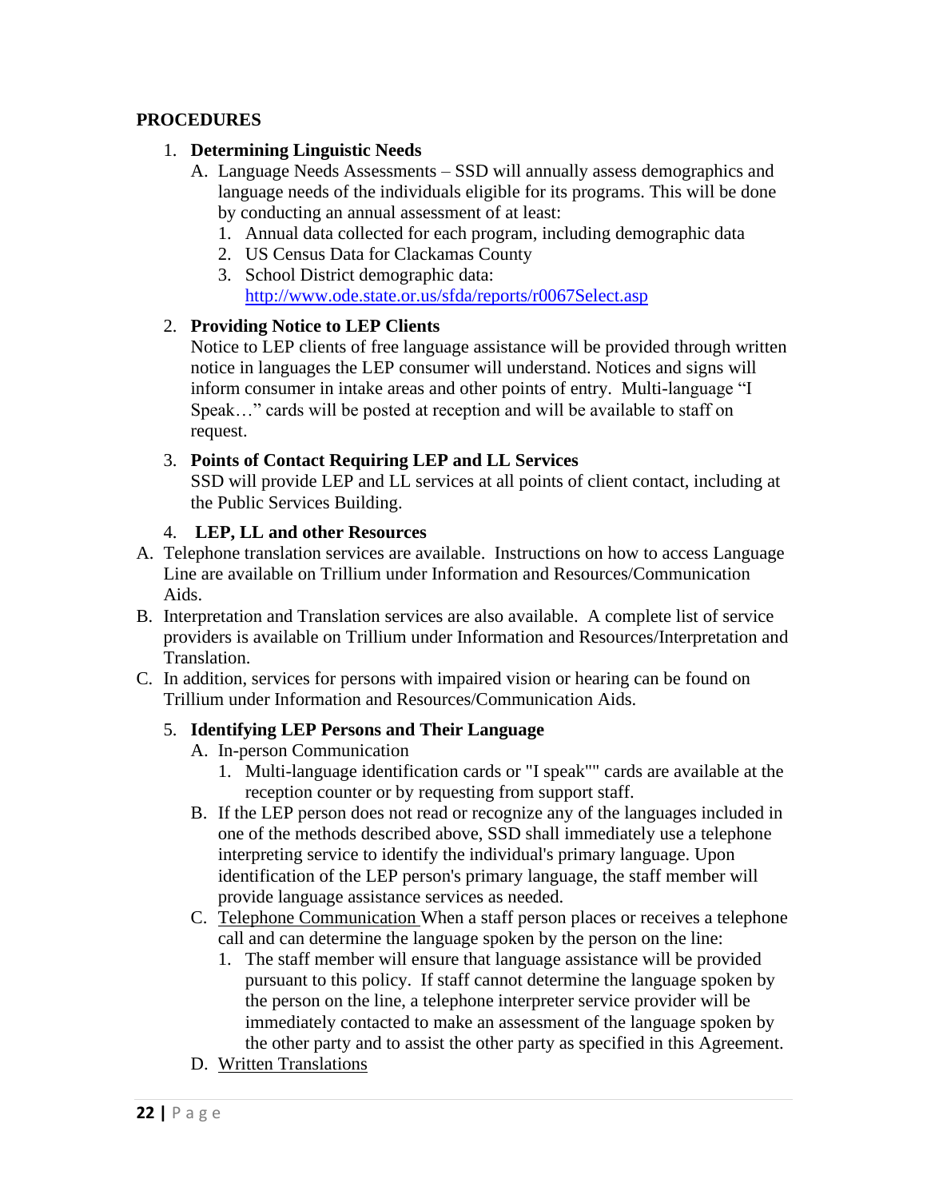**PROCEDURES**

1. **Determining Linguistic Needs**
   A. Language Needs Assessments – SSD will annually assess demographics and language needs of the individuals eligible for its programs. This will be done by conducting an annual assessment of at least:
      1. Annual data collected for each program, including demographic data
      2. US Census Data for Clackamas County
      3. School District demographic data: http://www.ode.state.or.us/sfda/reports/r0067Select.asp

2. **Providing Notice to LEP Clients**
   Notice to LEP clients of free language assistance will be provided through written notice in languages the LEP consumer will understand. Notices and signs will inform consumer in intake areas and other points of entry. Multi-language "I Speak…" cards will be posted at reception and will be available to staff on request.

3. **Points of Contact Requiring LEP and LL Services**
   SSD will provide LEP and LL services at all points of client contact, including at the Public Services Building.

4. **LEP, LL and other Resources**

A. Telephone translation services are available. Instructions on how to access Language Line are available on Trillium under Information and Resources/Communication Aids.

B. Interpretation and Translation services are also available. A complete list of service providers is available on Trillium under Information and Resources/Interpretation and Translation.

C. In addition, services for persons with impaired vision or hearing can be found on Trillium under Information and Resources/Communication Aids.

5. **Identifying LEP Persons and Their Language**
   A. In-person Communication
      1. Multi-language identification cards or "I speak"" cards are available at the reception counter or by requesting from support staff.

   B. If the LEP person does not read or recognize any of the languages included in one of the methods described above, SSD shall immediately use a telephone interpreting service to identify the individual's primary language. Upon identification of the LEP person's primary language, the staff member will provide language assistance services as needed.

   C. Telephone Communication When a staff person places or receives a telephone call and can determine the language spoken by the person on the line:
      1. The staff member will ensure that language assistance will be provided pursuant to this policy. If staff cannot determine the language spoken by the person on the line, a telephone interpreter service provider will be immediately contacted to make an assessment of the language spoken by the other party and to assist the other party as specified in this Agreement.

   D. Written Translations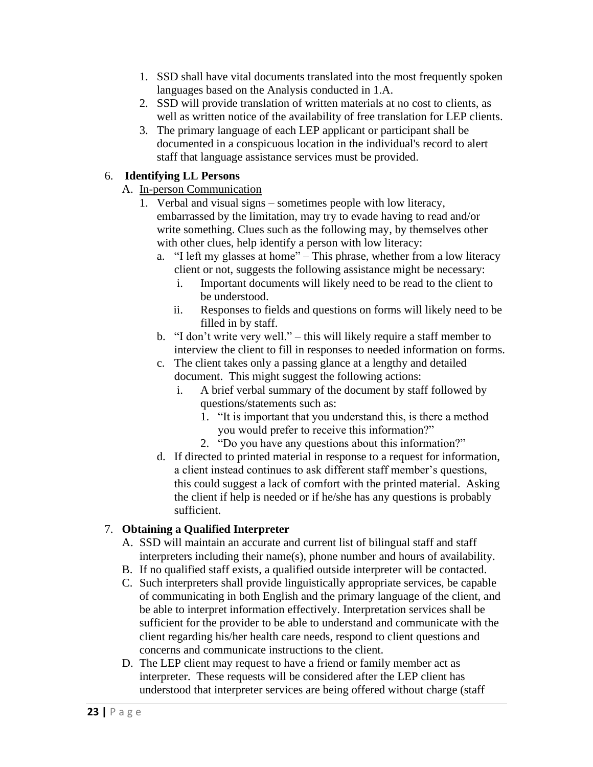1. SSD shall have vital documents translated into the most frequently spoken languages based on the Analysis conducted in 1.A.
2. SSD will provide translation of written materials at no cost to clients, as well as written notice of the availability of free translation for LEP clients.
3. The primary language of each LEP applicant or participant shall be documented in a conspicuous location in the individual's record to alert staff that language assistance services must be provided.

6. **Identifying LL Persons**
   A. <u>In-person Communication</u>
      1. Verbal and visual signs – sometimes people with low literacy, embarrassed by the limitation, may try to evade having to read and/or write something. Clues such as the following may, by themselves other with other clues, help identify a person with low literacy:
         a. "I left my glasses at home" – This phrase, whether from a low literacy client or not, suggests the following assistance might be necessary:
            i. Important documents will likely need to be read to the client to be understood.
            ii. Responses to fields and questions on forms will likely need to be filled in by staff.
         b. "I don't write very well." – this will likely require a staff member to interview the client to fill in responses to needed information on forms.
         c. The client takes only a passing glance at a lengthy and detailed document. This might suggest the following actions:
            i. A brief verbal summary of the document by staff followed by questions/statements such as:
               1. "It is important that you understand this, is there a method you would prefer to receive this information?"
               2. "Do you have any questions about this information?"
         d. If directed to printed material in response to a request for information, a client instead continues to ask different staff member's questions, this could suggest a lack of comfort with the printed material. Asking the client if help is needed or if he/she has any questions is probably sufficient.

7. **Obtaining a Qualified Interpreter**
   A. SSD will maintain an accurate and current list of bilingual staff and staff interpreters including their name(s), phone number and hours of availability.
   B. If no qualified staff exists, a qualified outside interpreter will be contacted.
   C. Such interpreters shall provide linguistically appropriate services, be capable of communicating in both English and the primary language of the client, and be able to interpret information effectively. Interpretation services shall be sufficient for the provider to be able to understand and communicate with the client regarding his/her health care needs, respond to client questions and concerns and communicate instructions to the client.
   D. The LEP client may request to have a friend or family member act as interpreter. These requests will be considered after the LEP client has understood that interpreter services are being offered without charge (staff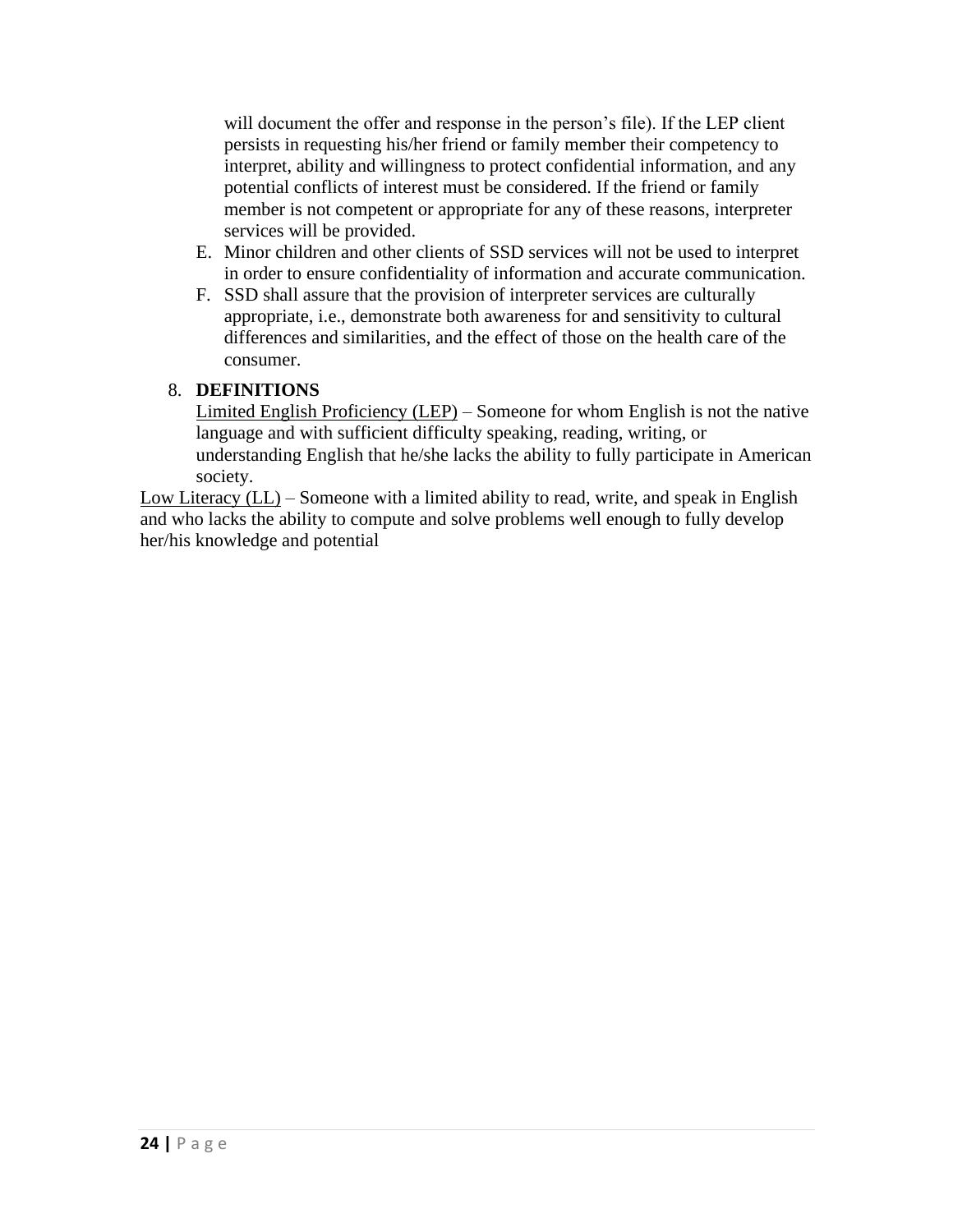will document the offer and response in the person's file). If the LEP client persists in requesting his/her friend or family member their competency to interpret, ability and willingness to protect confidential information, and any potential conflicts of interest must be considered. If the friend or family member is not competent or appropriate for any of these reasons, interpreter services will be provided.

E. Minor children and other clients of SSD services will not be used to interpret in order to ensure confidentiality of information and accurate communication.

F. SSD shall assure that the provision of interpreter services are culturally appropriate, i.e., demonstrate both awareness for and sensitivity to cultural differences and similarities, and the effect of those on the health care of the consumer.

8. **DEFINITIONS**

<u>Limited English Proficiency (LEP)</u> – Someone for whom English is not the native language and with sufficient difficulty speaking, reading, writing, or understanding English that he/she lacks the ability to fully participate in American society.

<u>Low Literacy (LL)</u> – Someone with a limited ability to read, write, and speak in English and who lacks the ability to compute and solve problems well enough to fully develop her/his knowledge and potential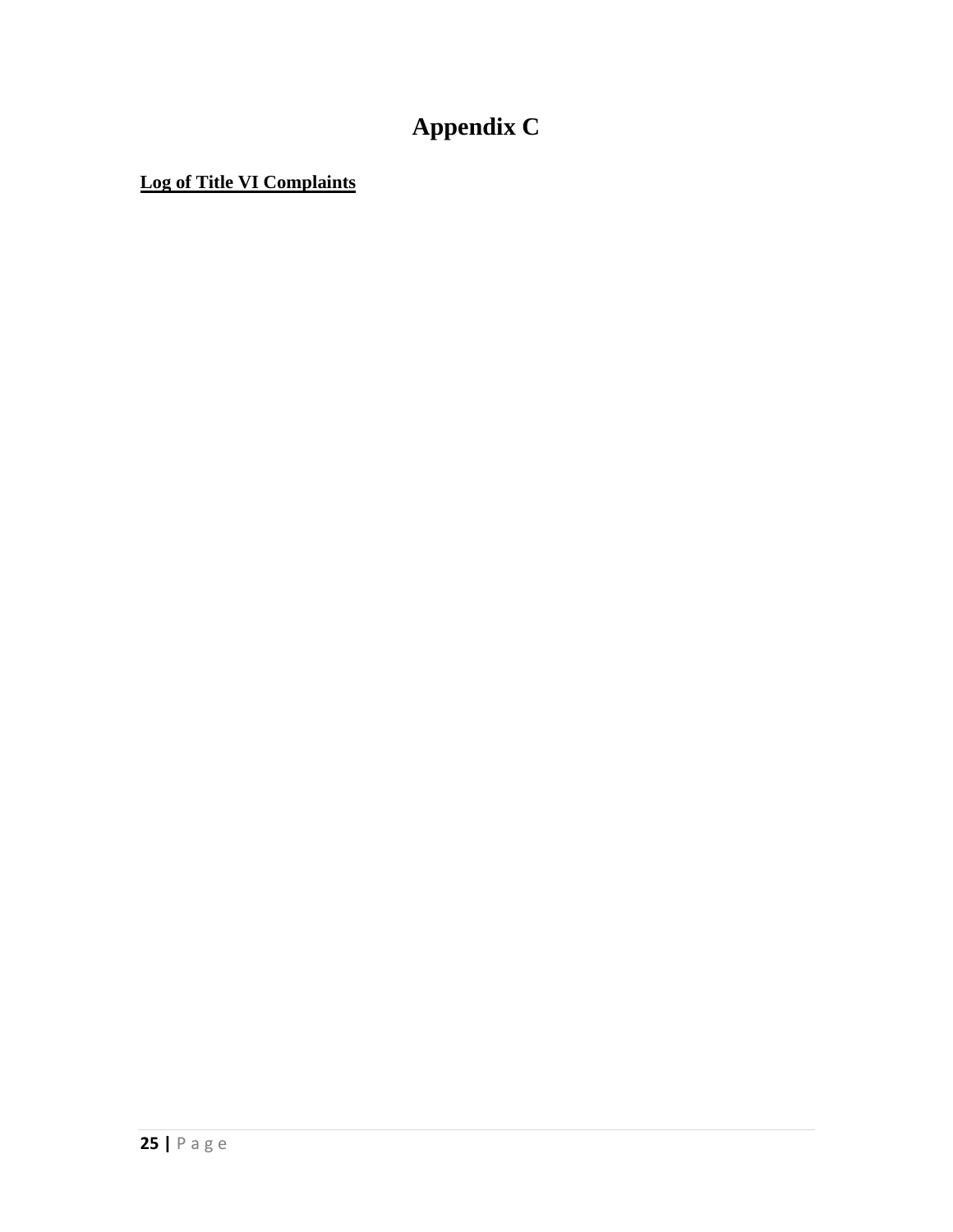# Appendix C

**Log of Title VI Complaints**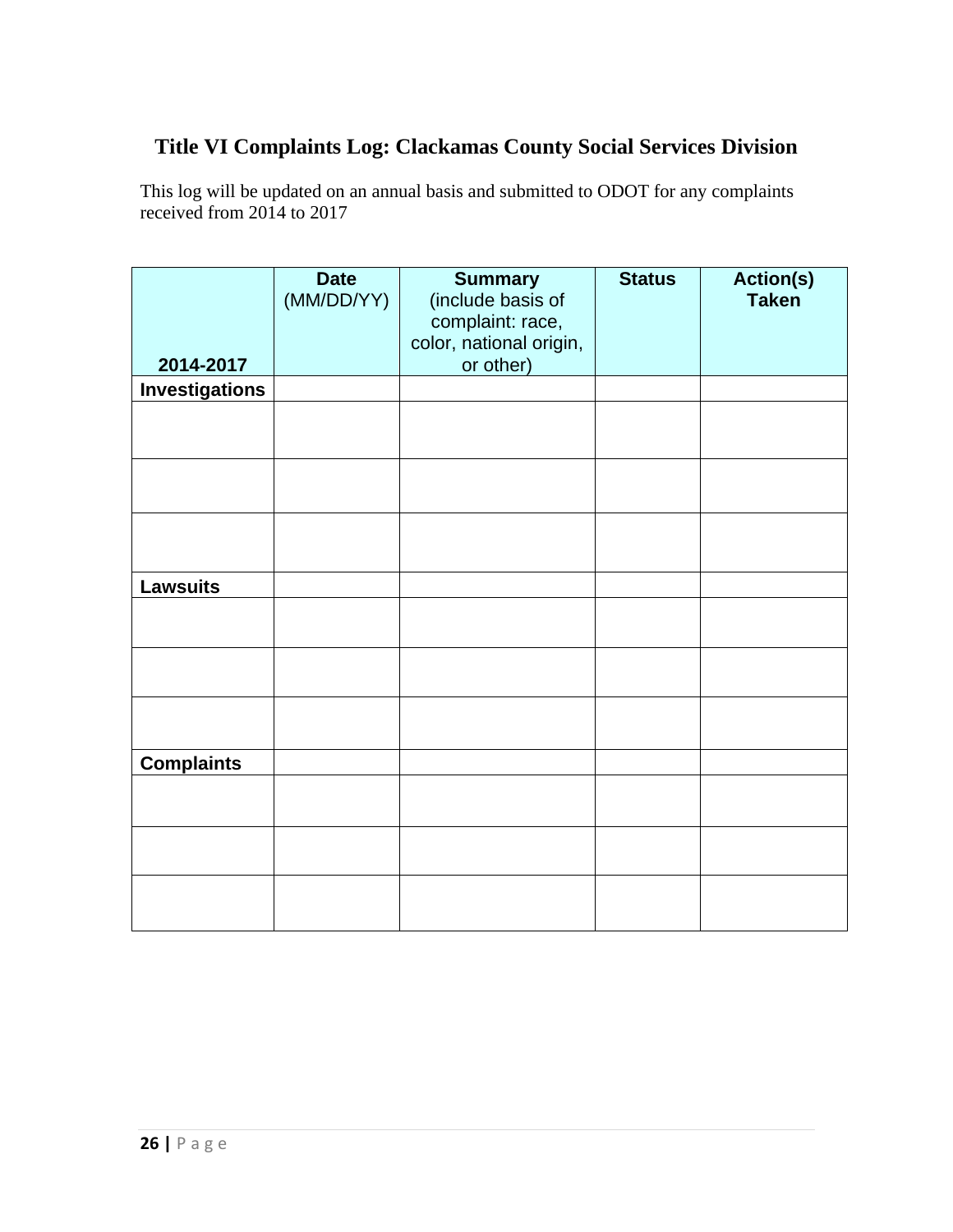# Title VI Complaints Log: Clackamas County Social Services Division

This log will be updated on an annual basis and submitted to ODOT for any complaints received from 2014 to 2017

| 2014-2017 | **Date** (MM/DD/YY) | **Summary** (include basis of complaint: race, color, national origin, or other) | **Status** | **Action(s) Taken** |
|---|---|---|---|---|
| **Investigations** | | | | |
| | | | | |
| | | | | |
| | | | | |
| **Lawsuits** | | | | |
| | | | | |
| | | | | |
| | | | | |
| **Complaints** | | | | |
| | | | | |
| | | | | |
| | | | | |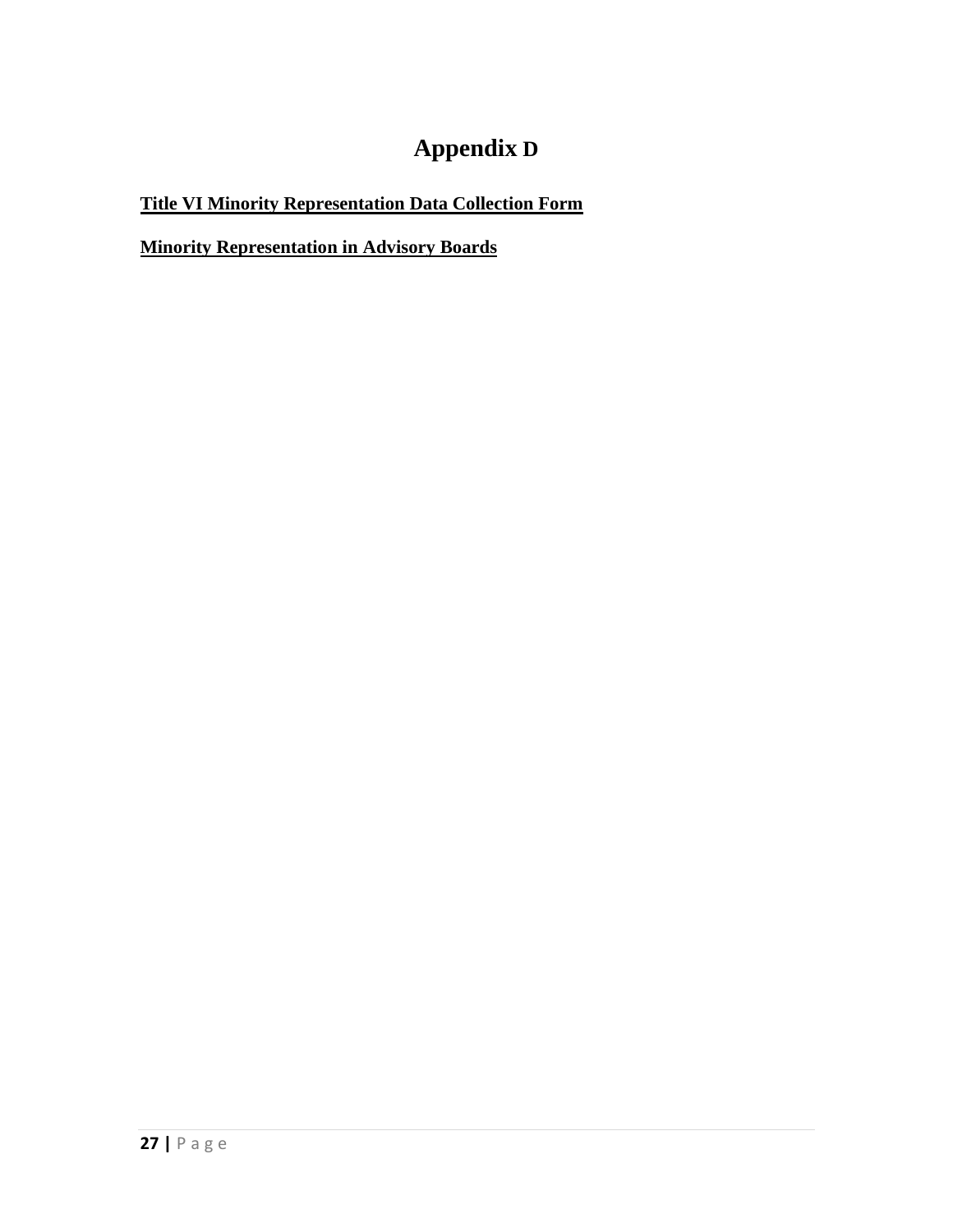# Appendix D

**Title VI Minority Representation Data Collection Form**

**Minority Representation in Advisory Boards**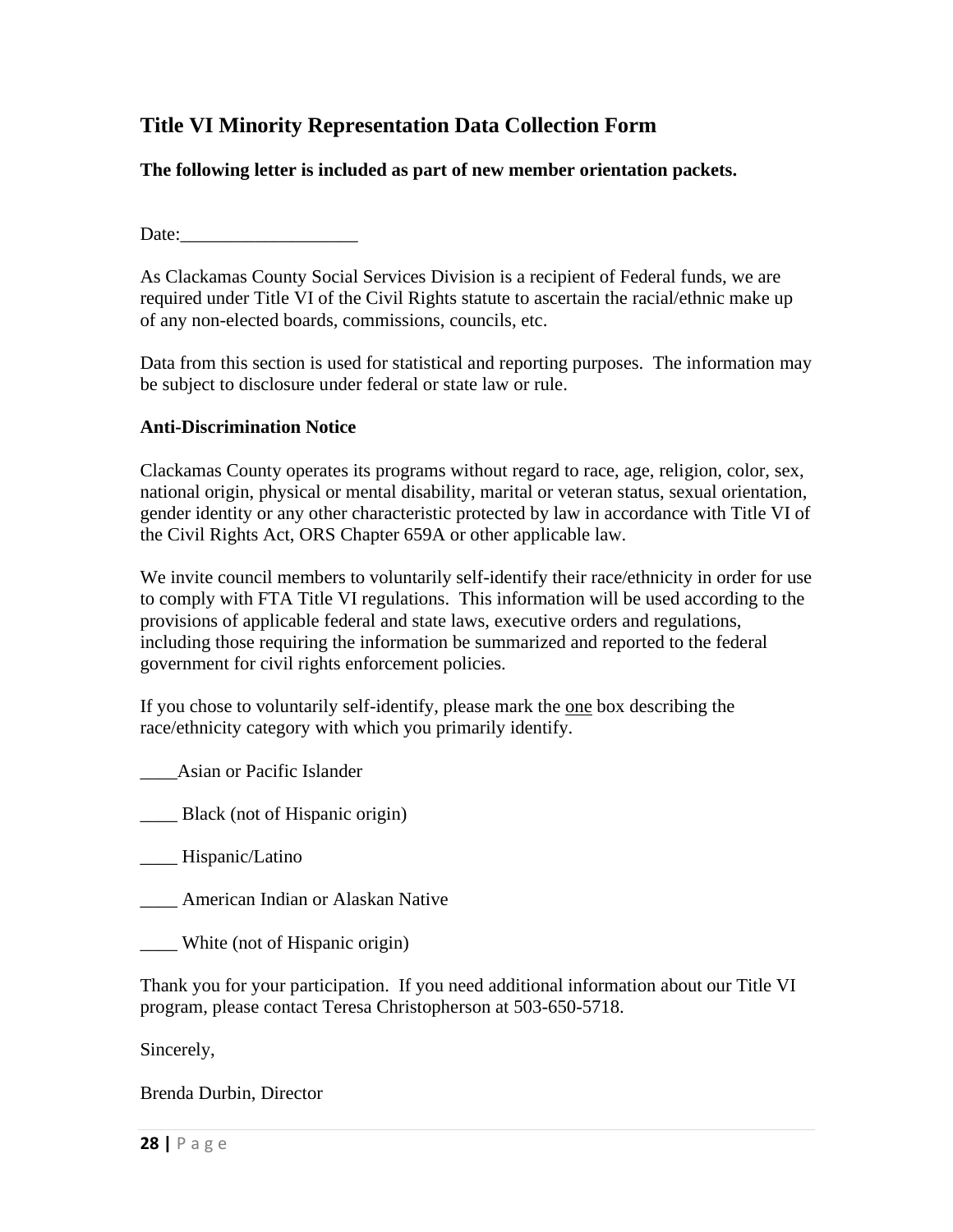## Title VI Minority Representation Data Collection Form

**The following letter is included as part of new member orientation packets.**

Date:___________________

As Clackamas County Social Services Division is a recipient of Federal funds, we are required under Title VI of the Civil Rights statute to ascertain the racial/ethnic make up of any non-elected boards, commissions, councils, etc.

Data from this section is used for statistical and reporting purposes. The information may be subject to disclosure under federal or state law or rule.

**Anti-Discrimination Notice**

Clackamas County operates its programs without regard to race, age, religion, color, sex, national origin, physical or mental disability, marital or veteran status, sexual orientation, gender identity or any other characteristic protected by law in accordance with Title VI of the Civil Rights Act, ORS Chapter 659A or other applicable law.

We invite council members to voluntarily self-identify their race/ethnicity in order for use to comply with FTA Title VI regulations. This information will be used according to the provisions of applicable federal and state laws, executive orders and regulations, including those requiring the information be summarized and reported to the federal government for civil rights enforcement policies.

If you chose to voluntarily self-identify, please mark the <u>one</u> box describing the race/ethnicity category with which you primarily identify.

____Asian or Pacific Islander

____ Black (not of Hispanic origin)

____ Hispanic/Latino

____ American Indian or Alaskan Native

____ White (not of Hispanic origin)

Thank you for your participation. If you need additional information about our Title VI program, please contact Teresa Christopherson at 503-650-5718.

Sincerely,

Brenda Durbin, Director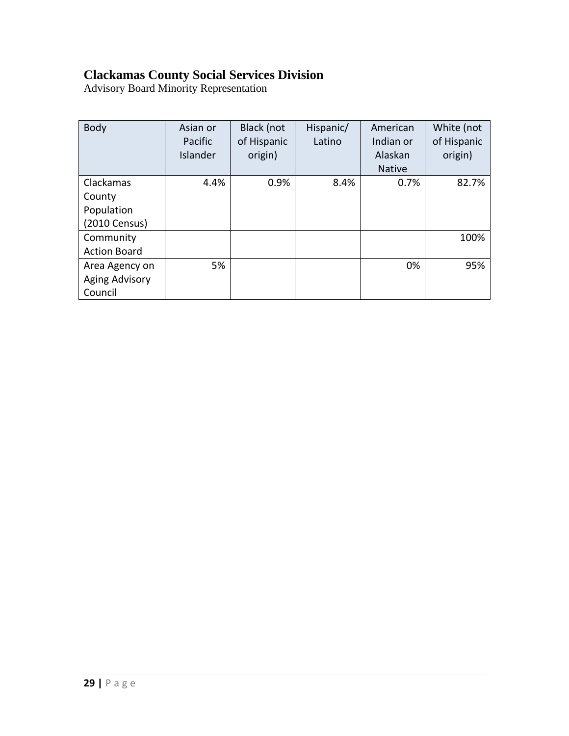# Clackamas County Social Services Division

Advisory Board Minority Representation

| Body | Asian or Pacific Islander | Black (not of Hispanic origin) | Hispanic/ Latino | American Indian or Alaskan Native | White (not of Hispanic origin) |
|---|---|---|---|---|---|
| Clackamas County Population (2010 Census) | 4.4% | 0.9% | 8.4% | 0.7% | 82.7% |
| Community Action Board | | | | | 100% |
| Area Agency on Aging Advisory Council | 5% | | | 0% | 95% |